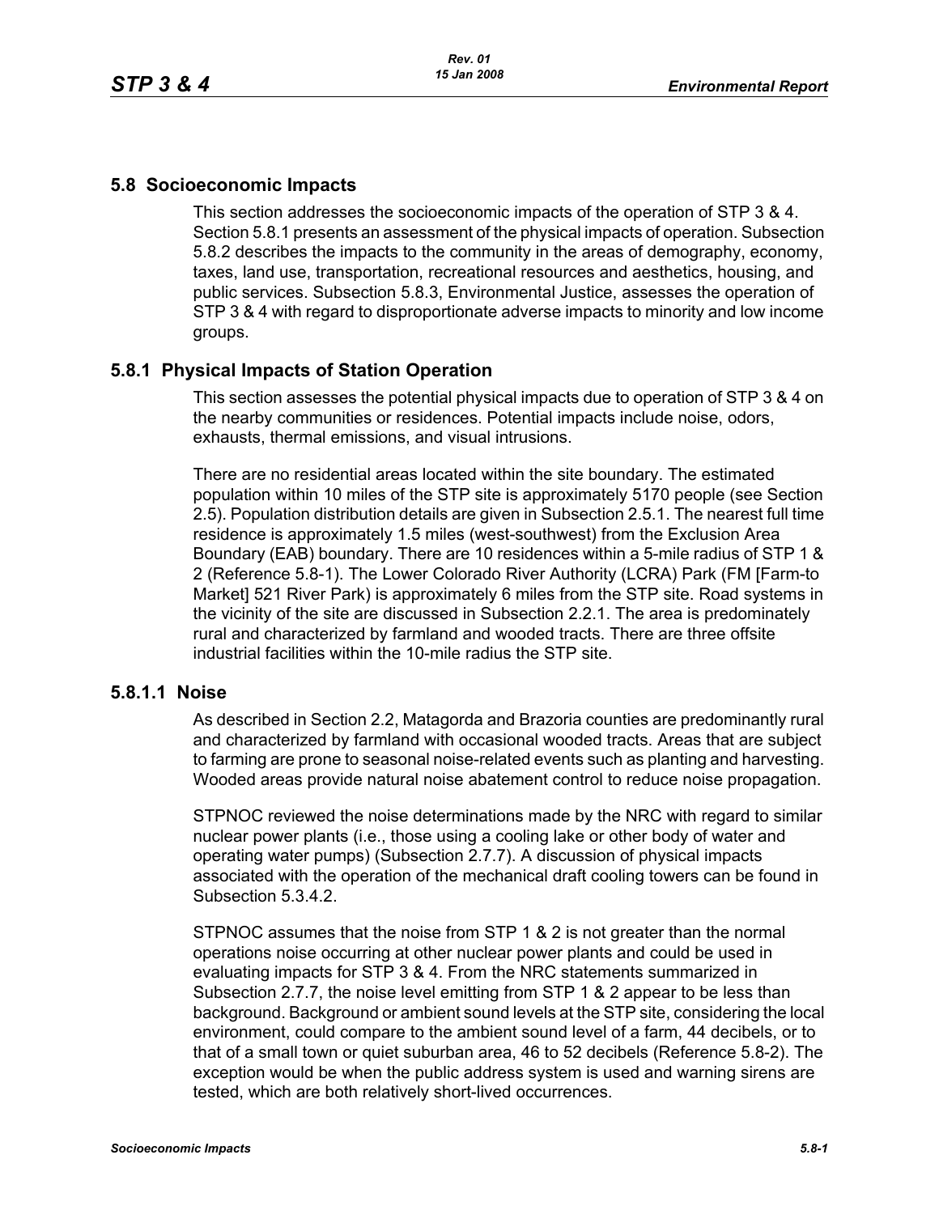## 5.8 Socioeconomic Impacts

This section addresses the socioeconomic impacts of the operation of STP 3 & 4. Section 5.8.1 presents an assessment of the physical impacts of operation. Subsection 5.8.2 describes the impacts to the community in the areas of demography, economy, taxes, land use, transportation, recreational resources and aesthetics, housing, and public services. Subsection 5.8.3, Environmental Justice, assesses the operation of STP 3 & 4 with regard to disproportionate adverse impacts to minority and low income groups.

### 5.8.1 Physical Impacts of Station Operation

This section assesses the potential physical impacts due to operation of STP 3 & 4 on the nearby communities or residences. Potential impacts include noise, odors, exhausts, thermal emissions, and visual intrusions.

There are no residential areas located within the site boundary. The estimated population within 10 miles of the STP site is approximately 5170 people (see Section 2.5). Population distribution details are given in Subsection 2.5.1. The nearest full time residence is approximately 1.5 miles (west-southwest) from the Exclusion Area Boundary (EAB) boundary. There are 10 residences within a 5-mile radius of STP 1 & 2 (Reference 5.8-1). The Lower Colorado River Authority (LCRA) Park (FM [Farm-to Market] 521 River Park) is approximately 6 miles from the STP site. Road systems in the vicinity of the site are discussed in Subsection 2.2.1. The area is predominately rural and characterized by farmland and wooded tracts. There are three offsite industrial facilities within the 10-mile radius the STP site.

#### 5.8.1.1 Noise

As described in Section 2.2, Matagorda and Brazoria counties are predominantly rural and characterized by farmland with occasional wooded tracts. Areas that are subject to farming are prone to seasonal noise-related events such as planting and harvesting. Wooded areas provide natural noise abatement control to reduce noise propagation.

STPNOC reviewed the noise determinations made by the NRC with regard to similar nuclear power plants (i.e., those using a cooling lake or other body of water and operating water pumps) (Subsection 2.7.7). A discussion of physical impacts associated with the operation of the mechanical draft cooling towers can be found in Subsection 5.3.4.2.

STPNOC assumes that the noise from STP 1 & 2 is not greater than the normal operations noise occurring at other nuclear power plants and could be used in evaluating impacts for STP 3 & 4. From the NRC statements summarized in Subsection 2.7.7, the noise level emitting from STP 1 & 2 appear to be less than background. Background or ambient sound levels at the STP site, considering the local environment, could compare to the ambient sound level of a farm, 44 decibels, or to that of a small town or quiet suburban area, 46 to 52 decibels (Reference 5.8-2). The exception would be when the public address system is used and warning sirens are tested, which are both relatively short-lived occurrences.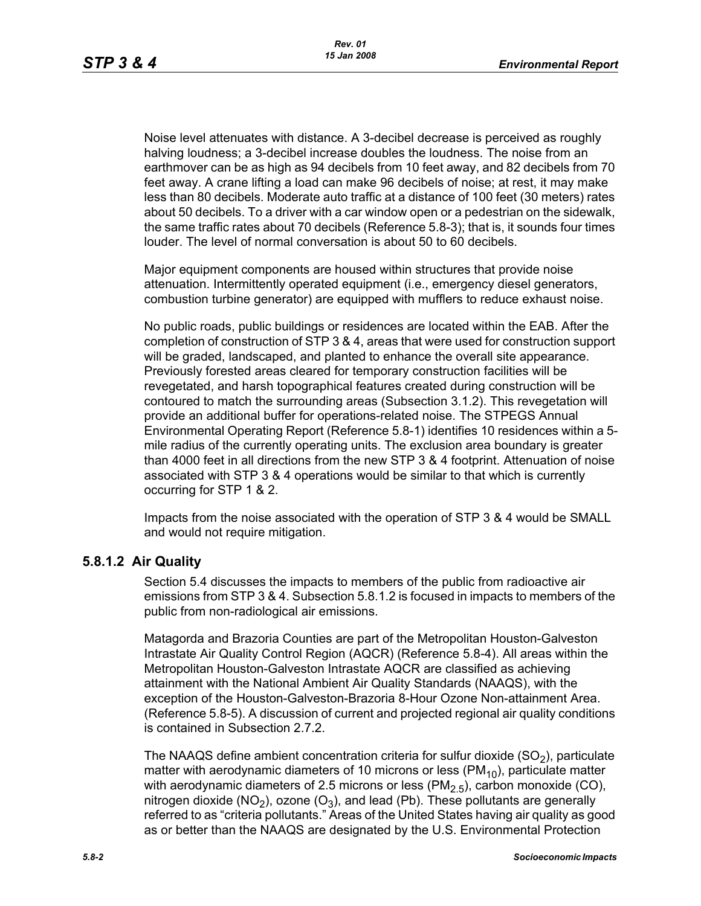Noise level attenuates with distance. A 3-decibel decrease is perceived as roughly halving loudness; a 3-decibel increase doubles the loudness. The noise from an earthmover can be as high as 94 decibels from 10 feet away, and 82 decibels from 70 feet away. A crane lifting a load can make 96 decibels of noise; at rest, it may make less than 80 decibels. Moderate auto traffic at a distance of 100 feet (30 meters) rates about 50 decibels. To a driver with a car window open or a pedestrian on the sidewalk, the same traffic rates about 70 decibels (Reference 5.8-3); that is, it sounds four times louder. The level of normal conversation is about 50 to 60 decibels.

Major equipment components are housed within structures that provide noise attenuation. Intermittently operated equipment (i.e., emergency diesel generators, combustion turbine generator) are equipped with mufflers to reduce exhaust noise.

No public roads, public buildings or residences are located within the EAB. After the completion of construction of STP 3 & 4, areas that were used for construction support will be graded, landscaped, and planted to enhance the overall site appearance. Previously forested areas cleared for temporary construction facilities will be revegetated, and harsh topographical features created during construction will be contoured to match the surrounding areas (Subsection 3.1.2). This revegetation will provide an additional buffer for operations-related noise. The STPEGS Annual Environmental Operating Report (Reference 5.8-1) identifies 10 residences within a 5-mile radius of the currently operating units. The exclusion area boundary is greater than 4000 feet in all directions from the new STP 3 & 4 footprint. Attenuation of noise associated with STP 3 & 4 operations would be similar to that which is currently occurring for STP 1 & 2.

Impacts from the noise associated with the operation of STP 3 & 4 would be SMALL and would not require mitigation.

### 5.8.1.2 Air Quality

Section 5.4 discusses the impacts to members of the public from radioactive air emissions from STP 3 & 4. Subsection 5.8.1.2 is focused in impacts to members of the public from non-radiological air emissions.

Matagorda and Brazoria Counties are part of the Metropolitan Houston-Galveston Intrastate Air Quality Control Region (AQCR) (Reference 5.8-4). All areas within the Metropolitan Houston-Galveston Intrastate AQCR are classified as achieving attainment with the National Ambient Air Quality Standards (NAAQS), with the exception of the Houston-Galveston-Brazoria 8-Hour Ozone Non-attainment Area. (Reference 5.8-5). A discussion of current and projected regional air quality conditions is contained in Subsection 2.7.2.

The NAAQS define ambient concentration criteria for sulfur dioxide ($SO_2$), particulate matter with aerodynamic diameters of 10 microns or less ($PM_{10}$), particulate matter with aerodynamic diameters of 2.5 microns or less ($PM_{2.5}$), carbon monoxide (CO), nitrogen dioxide ($NO_2$), ozone ($O_3$), and lead (Pb). These pollutants are generally referred to as "criteria pollutants." Areas of the United States having air quality as good as or better than the NAAQS are designated by the U.S. Environmental Protection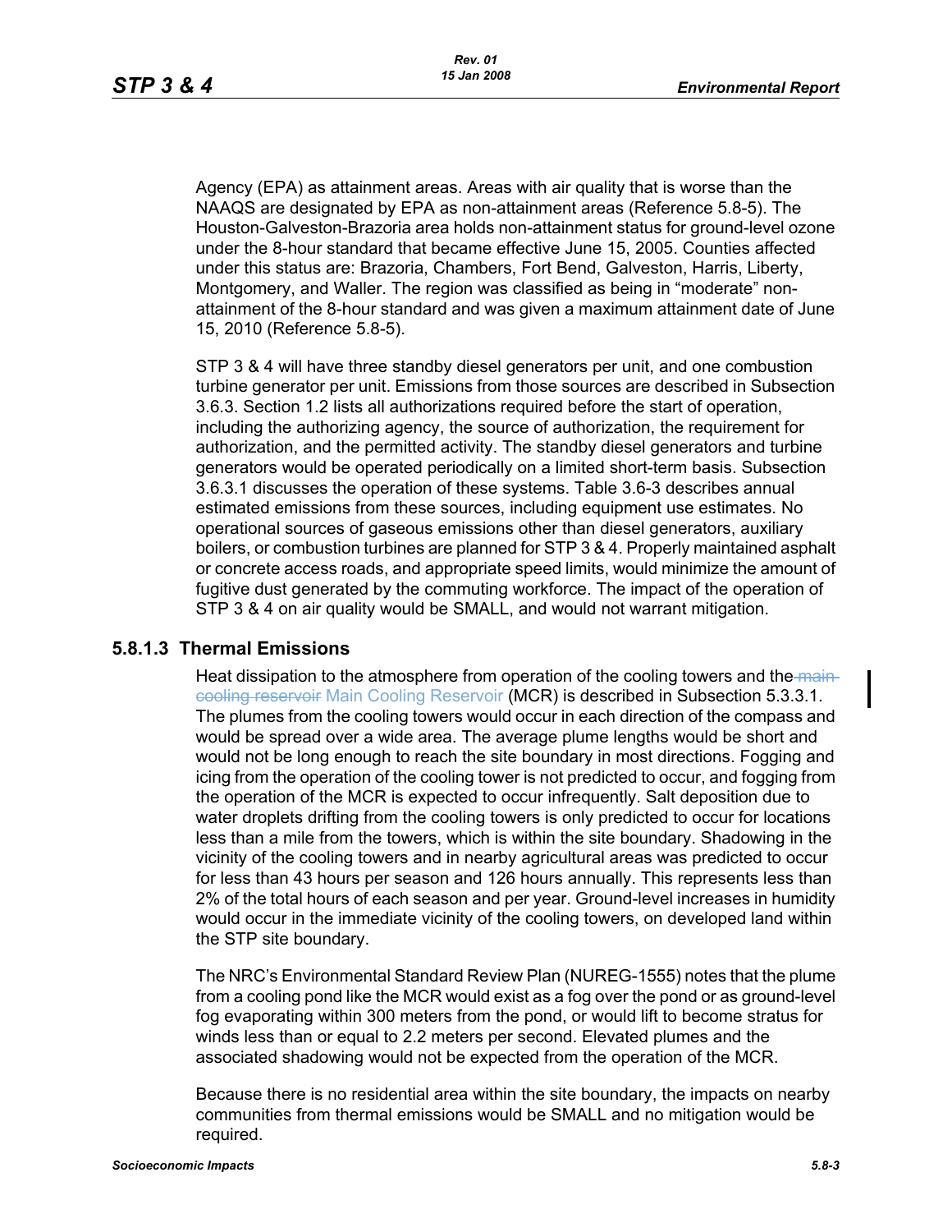Agency (EPA) as attainment areas. Areas with air quality that is worse than the NAAQS are designated by EPA as non-attainment areas (Reference 5.8-5). The Houston-Galveston-Brazoria area holds non-attainment status for ground-level ozone under the 8-hour standard that became effective June 15, 2005. Counties affected under this status are: Brazoria, Chambers, Fort Bend, Galveston, Harris, Liberty, Montgomery, and Waller. The region was classified as being in "moderate" non-attainment of the 8-hour standard and was given a maximum attainment date of June 15, 2010 (Reference 5.8-5).

STP 3 & 4 will have three standby diesel generators per unit, and one combustion turbine generator per unit. Emissions from those sources are described in Subsection 3.6.3. Section 1.2 lists all authorizations required before the start of operation, including the authorizing agency, the source of authorization, the requirement for authorization, and the permitted activity. The standby diesel generators and turbine generators would be operated periodically on a limited short-term basis. Subsection 3.6.3.1 discusses the operation of these systems. Table 3.6-3 describes annual estimated emissions from these sources, including equipment use estimates. No operational sources of gaseous emissions other than diesel generators, auxiliary boilers, or combustion turbines are planned for STP 3 & 4. Properly maintained asphalt or concrete access roads, and appropriate speed limits, would minimize the amount of fugitive dust generated by the commuting workforce. The impact of the operation of STP 3 & 4 on air quality would be SMALL, and would not warrant mitigation.

### 5.8.1.3 Thermal Emissions

Heat dissipation to the atmosphere from operation of the cooling towers and the ~~main cooling reservoir~~ Main Cooling Reservoir (MCR) is described in Subsection 5.3.3.1. The plumes from the cooling towers would occur in each direction of the compass and would be spread over a wide area. The average plume lengths would be short and would not be long enough to reach the site boundary in most directions. Fogging and icing from the operation of the cooling tower is not predicted to occur, and fogging from the operation of the MCR is expected to occur infrequently. Salt deposition due to water droplets drifting from the cooling towers is only predicted to occur for locations less than a mile from the towers, which is within the site boundary. Shadowing in the vicinity of the cooling towers and in nearby agricultural areas was predicted to occur for less than 43 hours per season and 126 hours annually. This represents less than 2% of the total hours of each season and per year. Ground-level increases in humidity would occur in the immediate vicinity of the cooling towers, on developed land within the STP site boundary.

The NRC's Environmental Standard Review Plan (NUREG-1555) notes that the plume from a cooling pond like the MCR would exist as a fog over the pond or as ground-level fog evaporating within 300 meters from the pond, or would lift to become stratus for winds less than or equal to 2.2 meters per second. Elevated plumes and the associated shadowing would not be expected from the operation of the MCR.

Because there is no residential area within the site boundary, the impacts on nearby communities from thermal emissions would be SMALL and no mitigation would be required.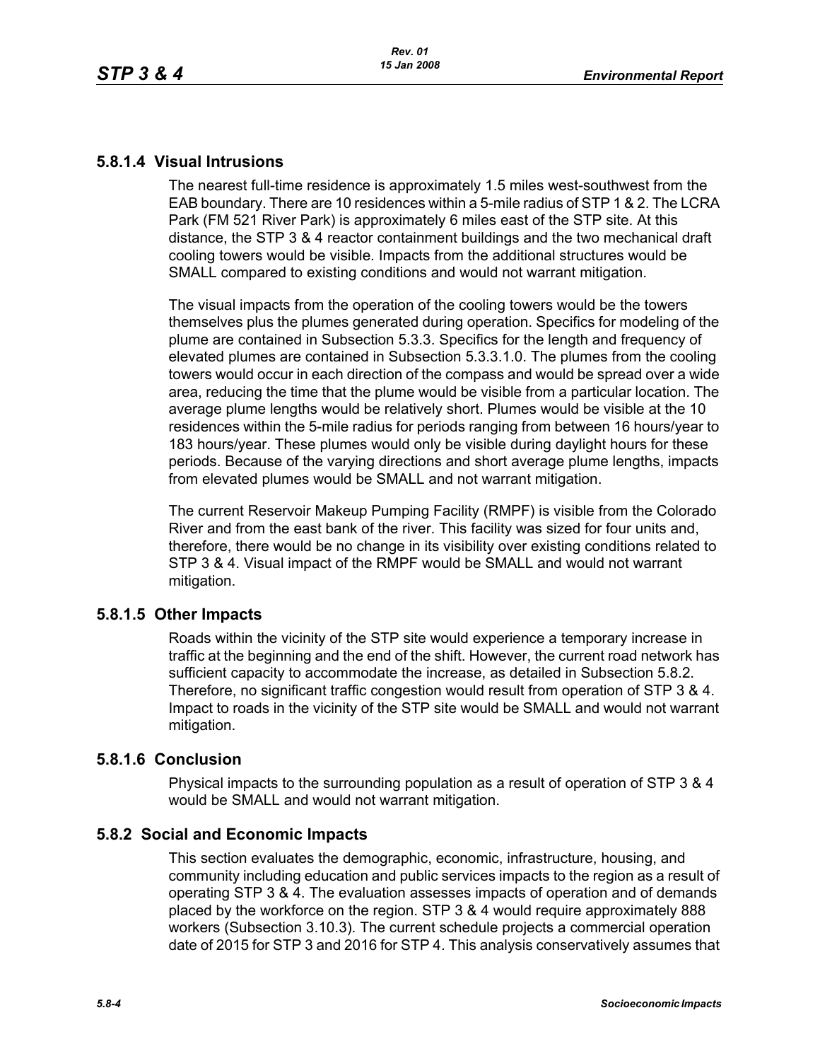### 5.8.1.4 Visual Intrusions

The nearest full-time residence is approximately 1.5 miles west-southwest from the EAB boundary. There are 10 residences within a 5-mile radius of STP 1 & 2. The LCRA Park (FM 521 River Park) is approximately 6 miles east of the STP site. At this distance, the STP 3 & 4 reactor containment buildings and the two mechanical draft cooling towers would be visible. Impacts from the additional structures would be SMALL compared to existing conditions and would not warrant mitigation.

The visual impacts from the operation of the cooling towers would be the towers themselves plus the plumes generated during operation. Specifics for modeling of the plume are contained in Subsection 5.3.3. Specifics for the length and frequency of elevated plumes are contained in Subsection 5.3.3.1.0. The plumes from the cooling towers would occur in each direction of the compass and would be spread over a wide area, reducing the time that the plume would be visible from a particular location. The average plume lengths would be relatively short. Plumes would be visible at the 10 residences within the 5-mile radius for periods ranging from between 16 hours/year to 183 hours/year. These plumes would only be visible during daylight hours for these periods. Because of the varying directions and short average plume lengths, impacts from elevated plumes would be SMALL and not warrant mitigation.

The current Reservoir Makeup Pumping Facility (RMPF) is visible from the Colorado River and from the east bank of the river. This facility was sized for four units and, therefore, there would be no change in its visibility over existing conditions related to STP 3 & 4. Visual impact of the RMPF would be SMALL and would not warrant mitigation.

### 5.8.1.5 Other Impacts

Roads within the vicinity of the STP site would experience a temporary increase in traffic at the beginning and the end of the shift. However, the current road network has sufficient capacity to accommodate the increase, as detailed in Subsection 5.8.2. Therefore, no significant traffic congestion would result from operation of STP 3 & 4. Impact to roads in the vicinity of the STP site would be SMALL and would not warrant mitigation.

### 5.8.1.6 Conclusion

Physical impacts to the surrounding population as a result of operation of STP 3 & 4 would be SMALL and would not warrant mitigation.

## 5.8.2 Social and Economic Impacts

This section evaluates the demographic, economic, infrastructure, housing, and community including education and public services impacts to the region as a result of operating STP 3 & 4. The evaluation assesses impacts of operation and of demands placed by the workforce on the region. STP 3 & 4 would require approximately 888 workers (Subsection 3.10.3). The current schedule projects a commercial operation date of 2015 for STP 3 and 2016 for STP 4. This analysis conservatively assumes that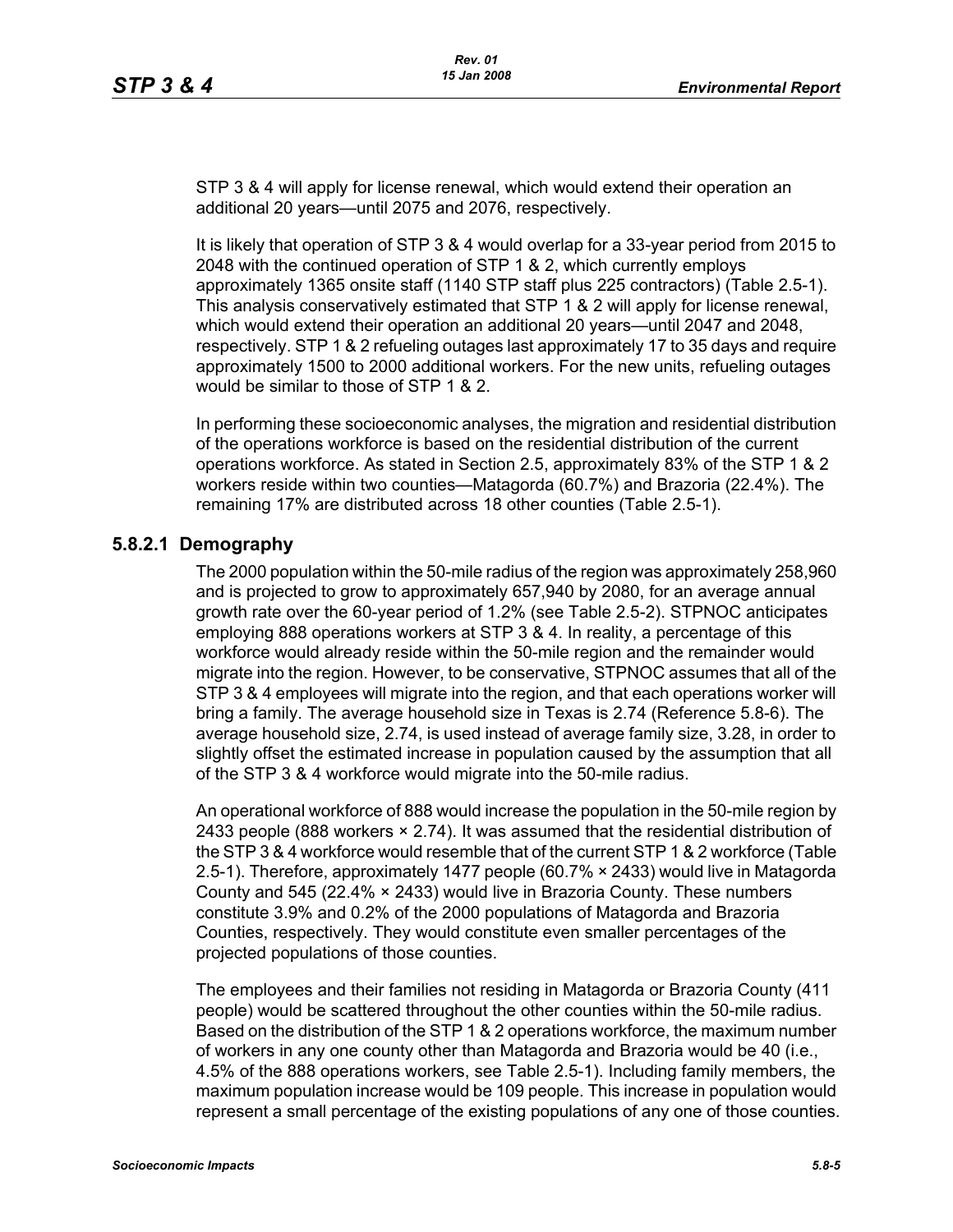STP 3 & 4 will apply for license renewal, which would extend their operation an additional 20 years—until 2075 and 2076, respectively.

It is likely that operation of STP 3 & 4 would overlap for a 33-year period from 2015 to 2048 with the continued operation of STP 1 & 2, which currently employs approximately 1365 onsite staff (1140 STP staff plus 225 contractors) (Table 2.5-1). This analysis conservatively estimated that STP 1 & 2 will apply for license renewal, which would extend their operation an additional 20 years—until 2047 and 2048, respectively. STP 1 & 2 refueling outages last approximately 17 to 35 days and require approximately 1500 to 2000 additional workers. For the new units, refueling outages would be similar to those of STP 1 & 2.

In performing these socioeconomic analyses, the migration and residential distribution of the operations workforce is based on the residential distribution of the current operations workforce. As stated in Section 2.5, approximately 83% of the STP 1 & 2 workers reside within two counties—Matagorda (60.7%) and Brazoria (22.4%). The remaining 17% are distributed across 18 other counties (Table 2.5-1).

### 5.8.2.1 Demography

The 2000 population within the 50-mile radius of the region was approximately 258,960 and is projected to grow to approximately 657,940 by 2080, for an average annual growth rate over the 60-year period of 1.2% (see Table 2.5-2). STPNOC anticipates employing 888 operations workers at STP 3 & 4. In reality, a percentage of this workforce would already reside within the 50-mile region and the remainder would migrate into the region. However, to be conservative, STPNOC assumes that all of the STP 3 & 4 employees will migrate into the region, and that each operations worker will bring a family. The average household size in Texas is 2.74 (Reference 5.8-6). The average household size, 2.74, is used instead of average family size, 3.28, in order to slightly offset the estimated increase in population caused by the assumption that all of the STP 3 & 4 workforce would migrate into the 50-mile radius.

An operational workforce of 888 would increase the population in the 50-mile region by 2433 people (888 workers × 2.74). It was assumed that the residential distribution of the STP 3 & 4 workforce would resemble that of the current STP 1 & 2 workforce (Table 2.5-1). Therefore, approximately 1477 people (60.7% × 2433) would live in Matagorda County and 545 (22.4% × 2433) would live in Brazoria County. These numbers constitute 3.9% and 0.2% of the 2000 populations of Matagorda and Brazoria Counties, respectively. They would constitute even smaller percentages of the projected populations of those counties.

The employees and their families not residing in Matagorda or Brazoria County (411 people) would be scattered throughout the other counties within the 50-mile radius. Based on the distribution of the STP 1 & 2 operations workforce, the maximum number of workers in any one county other than Matagorda and Brazoria would be 40 (i.e., 4.5% of the 888 operations workers, see Table 2.5-1). Including family members, the maximum population increase would be 109 people. This increase in population would represent a small percentage of the existing populations of any one of those counties.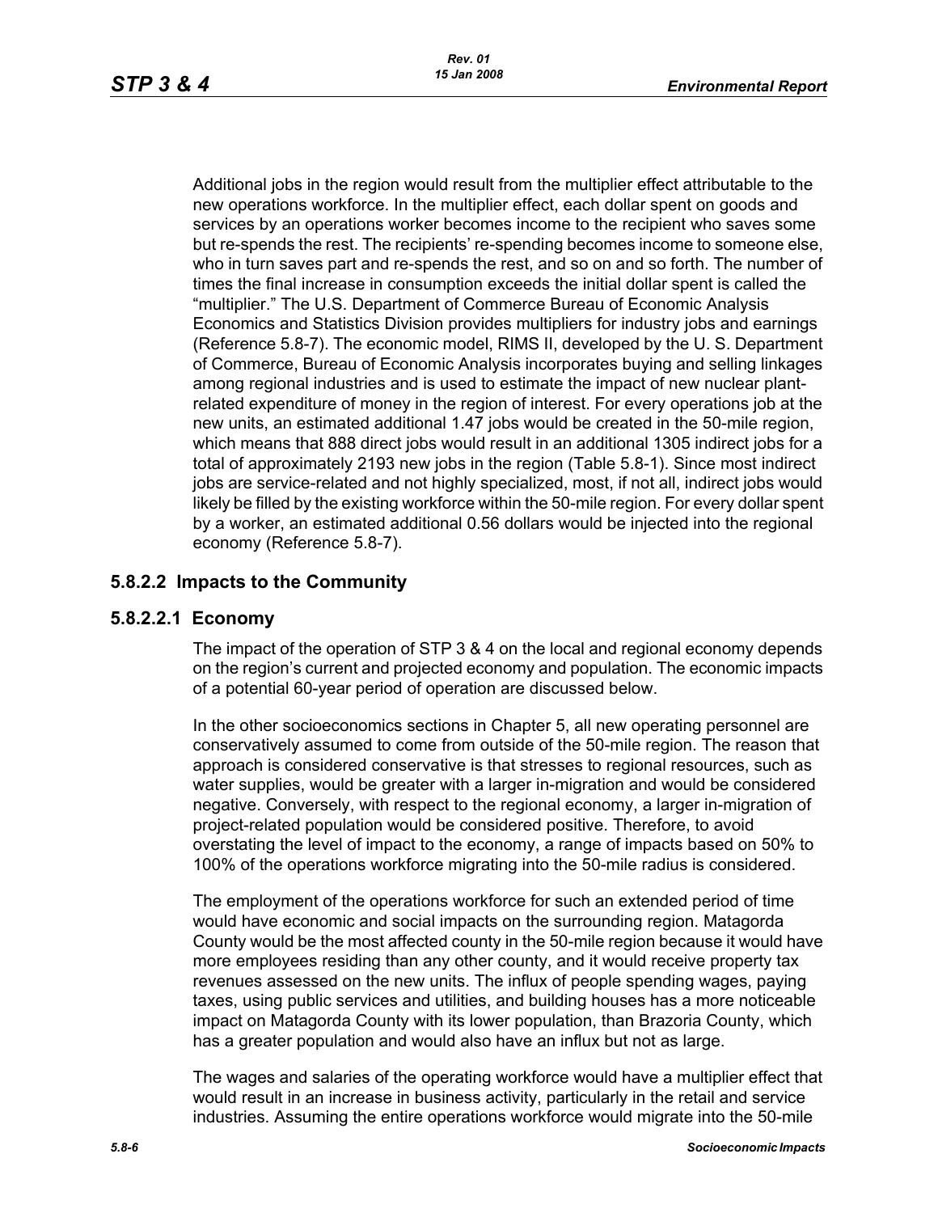Additional jobs in the region would result from the multiplier effect attributable to the new operations workforce. In the multiplier effect, each dollar spent on goods and services by an operations worker becomes income to the recipient who saves some but re-spends the rest. The recipients' re-spending becomes income to someone else, who in turn saves part and re-spends the rest, and so on and so forth. The number of times the final increase in consumption exceeds the initial dollar spent is called the "multiplier." The U.S. Department of Commerce Bureau of Economic Analysis Economics and Statistics Division provides multipliers for industry jobs and earnings (Reference 5.8-7). The economic model, RIMS II, developed by the U. S. Department of Commerce, Bureau of Economic Analysis incorporates buying and selling linkages among regional industries and is used to estimate the impact of new nuclear plant-related expenditure of money in the region of interest. For every operations job at the new units, an estimated additional 1.47 jobs would be created in the 50-mile region, which means that 888 direct jobs would result in an additional 1305 indirect jobs for a total of approximately 2193 new jobs in the region (Table 5.8-1). Since most indirect jobs are service-related and not highly specialized, most, if not all, indirect jobs would likely be filled by the existing workforce within the 50-mile region. For every dollar spent by a worker, an estimated additional 0.56 dollars would be injected into the regional economy (Reference 5.8-7).

### 5.8.2.2 Impacts to the Community

#### 5.8.2.2.1 Economy

The impact of the operation of STP 3 & 4 on the local and regional economy depends on the region's current and projected economy and population. The economic impacts of a potential 60-year period of operation are discussed below.

In the other socioeconomics sections in Chapter 5, all new operating personnel are conservatively assumed to come from outside of the 50-mile region. The reason that approach is considered conservative is that stresses to regional resources, such as water supplies, would be greater with a larger in-migration and would be considered negative. Conversely, with respect to the regional economy, a larger in-migration of project-related population would be considered positive. Therefore, to avoid overstating the level of impact to the economy, a range of impacts based on 50% to 100% of the operations workforce migrating into the 50-mile radius is considered.

The employment of the operations workforce for such an extended period of time would have economic and social impacts on the surrounding region. Matagorda County would be the most affected county in the 50-mile region because it would have more employees residing than any other county, and it would receive property tax revenues assessed on the new units. The influx of people spending wages, paying taxes, using public services and utilities, and building houses has a more noticeable impact on Matagorda County with its lower population, than Brazoria County, which has a greater population and would also have an influx but not as large.

The wages and salaries of the operating workforce would have a multiplier effect that would result in an increase in business activity, particularly in the retail and service industries. Assuming the entire operations workforce would migrate into the 50-mile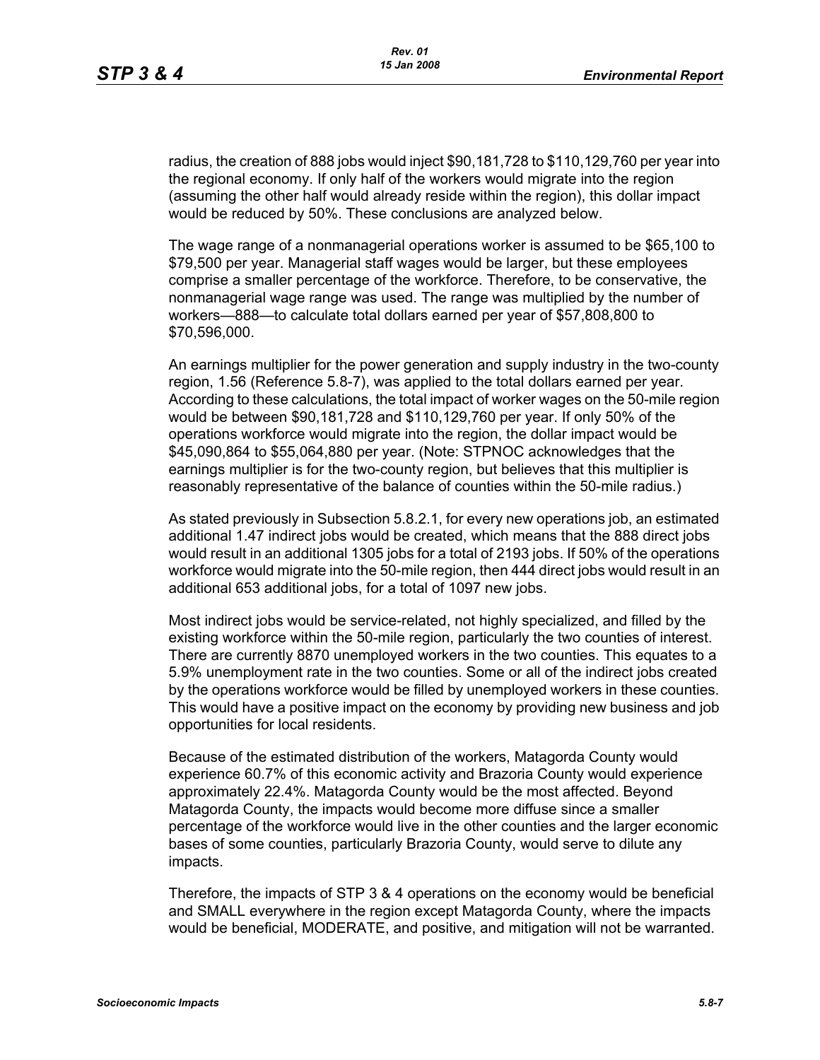radius, the creation of 888 jobs would inject $90,181,728 to $110,129,760 per year into the regional economy. If only half of the workers would migrate into the region (assuming the other half would already reside within the region), this dollar impact would be reduced by 50%. These conclusions are analyzed below.

The wage range of a nonmanagerial operations worker is assumed to be $65,100 to $79,500 per year. Managerial staff wages would be larger, but these employees comprise a smaller percentage of the workforce. Therefore, to be conservative, the nonmanagerial wage range was used. The range was multiplied by the number of workers—888—to calculate total dollars earned per year of $57,808,800 to $70,596,000.

An earnings multiplier for the power generation and supply industry in the two-county region, 1.56 (Reference 5.8-7), was applied to the total dollars earned per year. According to these calculations, the total impact of worker wages on the 50-mile region would be between $90,181,728 and $110,129,760 per year. If only 50% of the operations workforce would migrate into the region, the dollar impact would be $45,090,864 to $55,064,880 per year. (Note: STPNOC acknowledges that the earnings multiplier is for the two-county region, but believes that this multiplier is reasonably representative of the balance of counties within the 50-mile radius.)

As stated previously in Subsection 5.8.2.1, for every new operations job, an estimated additional 1.47 indirect jobs would be created, which means that the 888 direct jobs would result in an additional 1305 jobs for a total of 2193 jobs. If 50% of the operations workforce would migrate into the 50-mile region, then 444 direct jobs would result in an additional 653 additional jobs, for a total of 1097 new jobs.

Most indirect jobs would be service-related, not highly specialized, and filled by the existing workforce within the 50-mile region, particularly the two counties of interest. There are currently 8870 unemployed workers in the two counties. This equates to a 5.9% unemployment rate in the two counties. Some or all of the indirect jobs created by the operations workforce would be filled by unemployed workers in these counties. This would have a positive impact on the economy by providing new business and job opportunities for local residents.

Because of the estimated distribution of the workers, Matagorda County would experience 60.7% of this economic activity and Brazoria County would experience approximately 22.4%. Matagorda County would be the most affected. Beyond Matagorda County, the impacts would become more diffuse since a smaller percentage of the workforce would live in the other counties and the larger economic bases of some counties, particularly Brazoria County, would serve to dilute any impacts.

Therefore, the impacts of STP 3 & 4 operations on the economy would be beneficial and SMALL everywhere in the region except Matagorda County, where the impacts would be beneficial, MODERATE, and positive, and mitigation will not be warranted.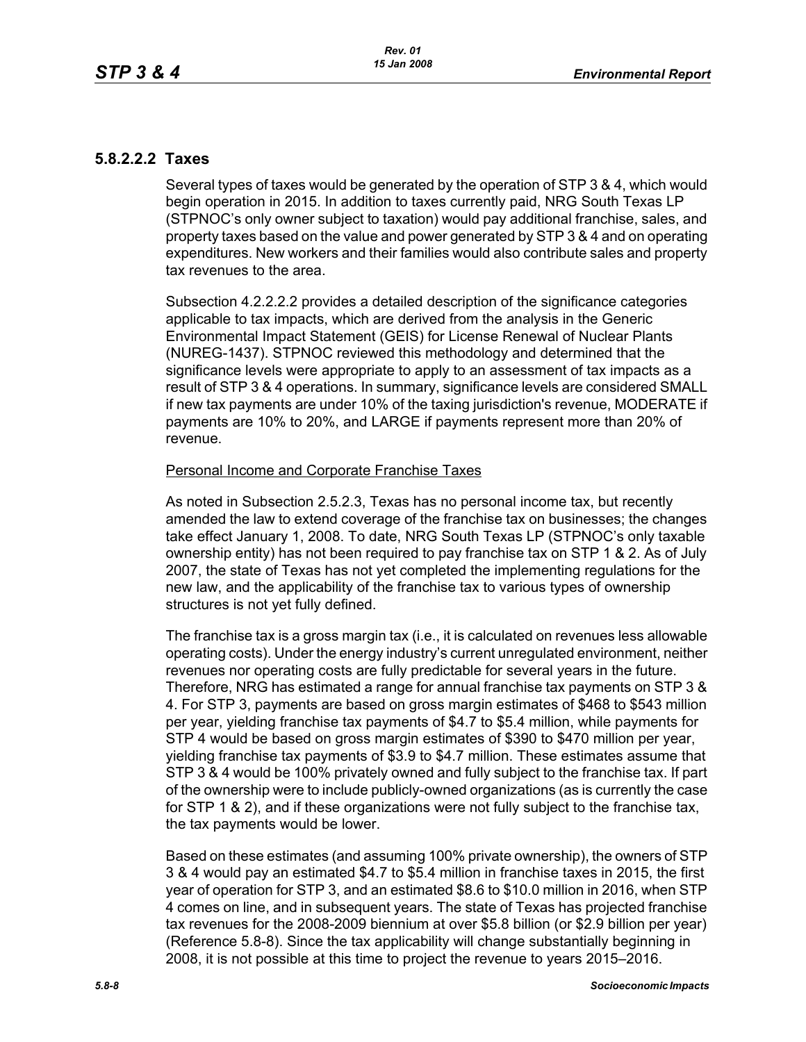### 5.8.2.2.2 Taxes

Several types of taxes would be generated by the operation of STP 3 & 4, which would begin operation in 2015. In addition to taxes currently paid, NRG South Texas LP (STPNOC's only owner subject to taxation) would pay additional franchise, sales, and property taxes based on the value and power generated by STP 3 & 4 and on operating expenditures. New workers and their families would also contribute sales and property tax revenues to the area.

Subsection 4.2.2.2.2 provides a detailed description of the significance categories applicable to tax impacts, which are derived from the analysis in the Generic Environmental Impact Statement (GEIS) for License Renewal of Nuclear Plants (NUREG-1437). STPNOC reviewed this methodology and determined that the significance levels were appropriate to apply to an assessment of tax impacts as a result of STP 3 & 4 operations. In summary, significance levels are considered SMALL if new tax payments are under 10% of the taxing jurisdiction's revenue, MODERATE if payments are 10% to 20%, and LARGE if payments represent more than 20% of revenue.

Personal Income and Corporate Franchise Taxes

As noted in Subsection 2.5.2.3, Texas has no personal income tax, but recently amended the law to extend coverage of the franchise tax on businesses; the changes take effect January 1, 2008. To date, NRG South Texas LP (STPNOC's only taxable ownership entity) has not been required to pay franchise tax on STP 1 & 2. As of July 2007, the state of Texas has not yet completed the implementing regulations for the new law, and the applicability of the franchise tax to various types of ownership structures is not yet fully defined.

The franchise tax is a gross margin tax (i.e., it is calculated on revenues less allowable operating costs). Under the energy industry's current unregulated environment, neither revenues nor operating costs are fully predictable for several years in the future. Therefore, NRG has estimated a range for annual franchise tax payments on STP 3 & 4. For STP 3, payments are based on gross margin estimates of $468 to $543 million per year, yielding franchise tax payments of $4.7 to $5.4 million, while payments for STP 4 would be based on gross margin estimates of $390 to $470 million per year, yielding franchise tax payments of $3.9 to $4.7 million. These estimates assume that STP 3 & 4 would be 100% privately owned and fully subject to the franchise tax. If part of the ownership were to include publicly-owned organizations (as is currently the case for STP 1 & 2), and if these organizations were not fully subject to the franchise tax, the tax payments would be lower.

Based on these estimates (and assuming 100% private ownership), the owners of STP 3 & 4 would pay an estimated $4.7 to $5.4 million in franchise taxes in 2015, the first year of operation for STP 3, and an estimated $8.6 to $10.0 million in 2016, when STP 4 comes on line, and in subsequent years. The state of Texas has projected franchise tax revenues for the 2008-2009 biennium at over $5.8 billion (or $2.9 billion per year) (Reference 5.8-8). Since the tax applicability will change substantially beginning in 2008, it is not possible at this time to project the revenue to years 2015–2016.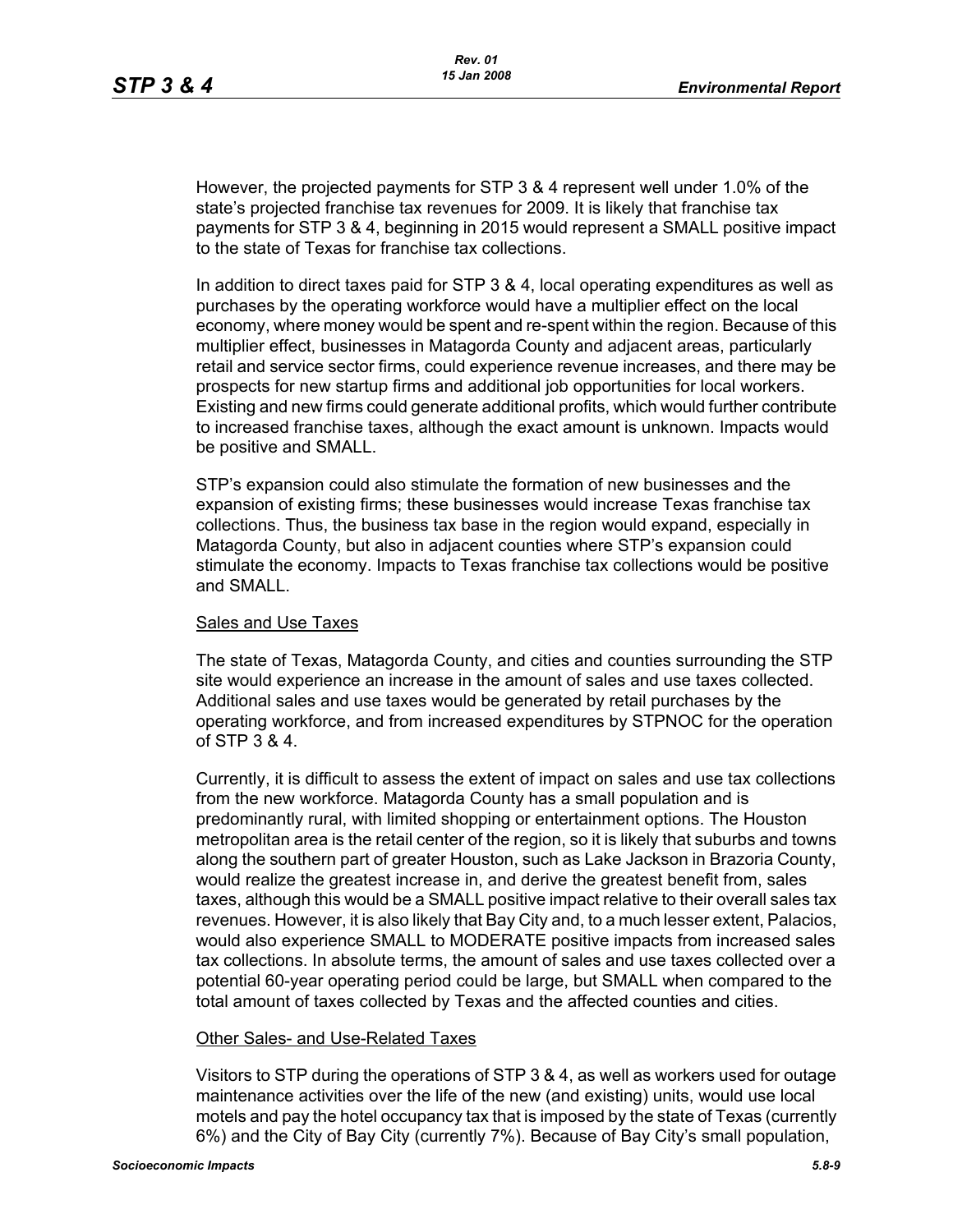However, the projected payments for STP 3 & 4 represent well under 1.0% of the state's projected franchise tax revenues for 2009. It is likely that franchise tax payments for STP 3 & 4, beginning in 2015 would represent a SMALL positive impact to the state of Texas for franchise tax collections.

In addition to direct taxes paid for STP 3 & 4, local operating expenditures as well as purchases by the operating workforce would have a multiplier effect on the local economy, where money would be spent and re-spent within the region. Because of this multiplier effect, businesses in Matagorda County and adjacent areas, particularly retail and service sector firms, could experience revenue increases, and there may be prospects for new startup firms and additional job opportunities for local workers. Existing and new firms could generate additional profits, which would further contribute to increased franchise taxes, although the exact amount is unknown. Impacts would be positive and SMALL.

STP's expansion could also stimulate the formation of new businesses and the expansion of existing firms; these businesses would increase Texas franchise tax collections. Thus, the business tax base in the region would expand, especially in Matagorda County, but also in adjacent counties where STP's expansion could stimulate the economy. Impacts to Texas franchise tax collections would be positive and SMALL.

Sales and Use Taxes

The state of Texas, Matagorda County, and cities and counties surrounding the STP site would experience an increase in the amount of sales and use taxes collected. Additional sales and use taxes would be generated by retail purchases by the operating workforce, and from increased expenditures by STPNOC for the operation of STP 3 & 4.

Currently, it is difficult to assess the extent of impact on sales and use tax collections from the new workforce. Matagorda County has a small population and is predominantly rural, with limited shopping or entertainment options. The Houston metropolitan area is the retail center of the region, so it is likely that suburbs and towns along the southern part of greater Houston, such as Lake Jackson in Brazoria County, would realize the greatest increase in, and derive the greatest benefit from, sales taxes, although this would be a SMALL positive impact relative to their overall sales tax revenues. However, it is also likely that Bay City and, to a much lesser extent, Palacios, would also experience SMALL to MODERATE positive impacts from increased sales tax collections. In absolute terms, the amount of sales and use taxes collected over a potential 60-year operating period could be large, but SMALL when compared to the total amount of taxes collected by Texas and the affected counties and cities.

Other Sales- and Use-Related Taxes

Visitors to STP during the operations of STP 3 & 4, as well as workers used for outage maintenance activities over the life of the new (and existing) units, would use local motels and pay the hotel occupancy tax that is imposed by the state of Texas (currently 6%) and the City of Bay City (currently 7%). Because of Bay City's small population,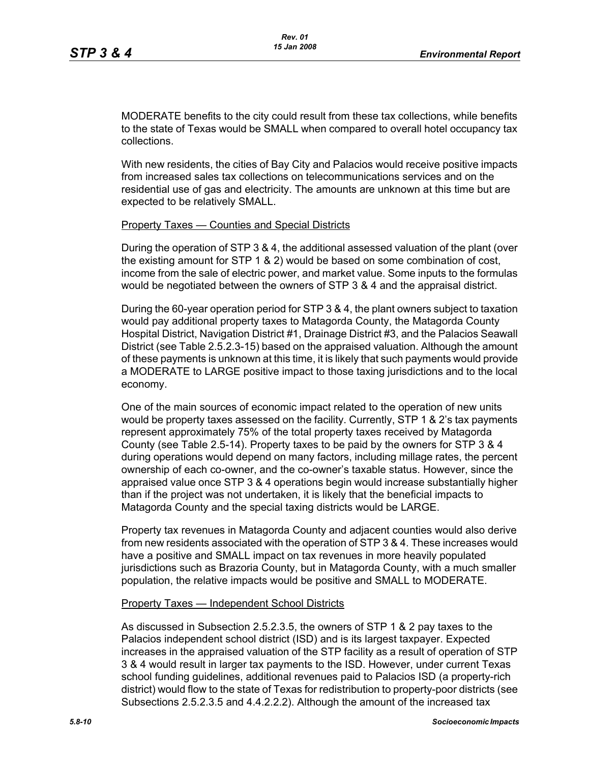MODERATE benefits to the city could result from these tax collections, while benefits to the state of Texas would be SMALL when compared to overall hotel occupancy tax collections.

With new residents, the cities of Bay City and Palacios would receive positive impacts from increased sales tax collections on telecommunications services and on the residential use of gas and electricity. The amounts are unknown at this time but are expected to be relatively SMALL.

Property Taxes — Counties and Special Districts

During the operation of STP 3 & 4, the additional assessed valuation of the plant (over the existing amount for STP 1 & 2) would be based on some combination of cost, income from the sale of electric power, and market value. Some inputs to the formulas would be negotiated between the owners of STP 3 & 4 and the appraisal district.

During the 60-year operation period for STP 3 & 4, the plant owners subject to taxation would pay additional property taxes to Matagorda County, the Matagorda County Hospital District, Navigation District #1, Drainage District #3, and the Palacios Seawall District (see Table 2.5.2.3-15) based on the appraised valuation. Although the amount of these payments is unknown at this time, it is likely that such payments would provide a MODERATE to LARGE positive impact to those taxing jurisdictions and to the local economy.

One of the main sources of economic impact related to the operation of new units would be property taxes assessed on the facility. Currently, STP 1 & 2's tax payments represent approximately 75% of the total property taxes received by Matagorda County (see Table 2.5-14). Property taxes to be paid by the owners for STP 3 & 4 during operations would depend on many factors, including millage rates, the percent ownership of each co-owner, and the co-owner's taxable status. However, since the appraised value once STP 3 & 4 operations begin would increase substantially higher than if the project was not undertaken, it is likely that the beneficial impacts to Matagorda County and the special taxing districts would be LARGE.

Property tax revenues in Matagorda County and adjacent counties would also derive from new residents associated with the operation of STP 3 & 4. These increases would have a positive and SMALL impact on tax revenues in more heavily populated jurisdictions such as Brazoria County, but in Matagorda County, with a much smaller population, the relative impacts would be positive and SMALL to MODERATE.

Property Taxes — Independent School Districts

As discussed in Subsection 2.5.2.3.5, the owners of STP 1 & 2 pay taxes to the Palacios independent school district (ISD) and is its largest taxpayer. Expected increases in the appraised valuation of the STP facility as a result of operation of STP 3 & 4 would result in larger tax payments to the ISD. However, under current Texas school funding guidelines, additional revenues paid to Palacios ISD (a property-rich district) would flow to the state of Texas for redistribution to property-poor districts (see Subsections 2.5.2.3.5 and 4.4.2.2.2). Although the amount of the increased tax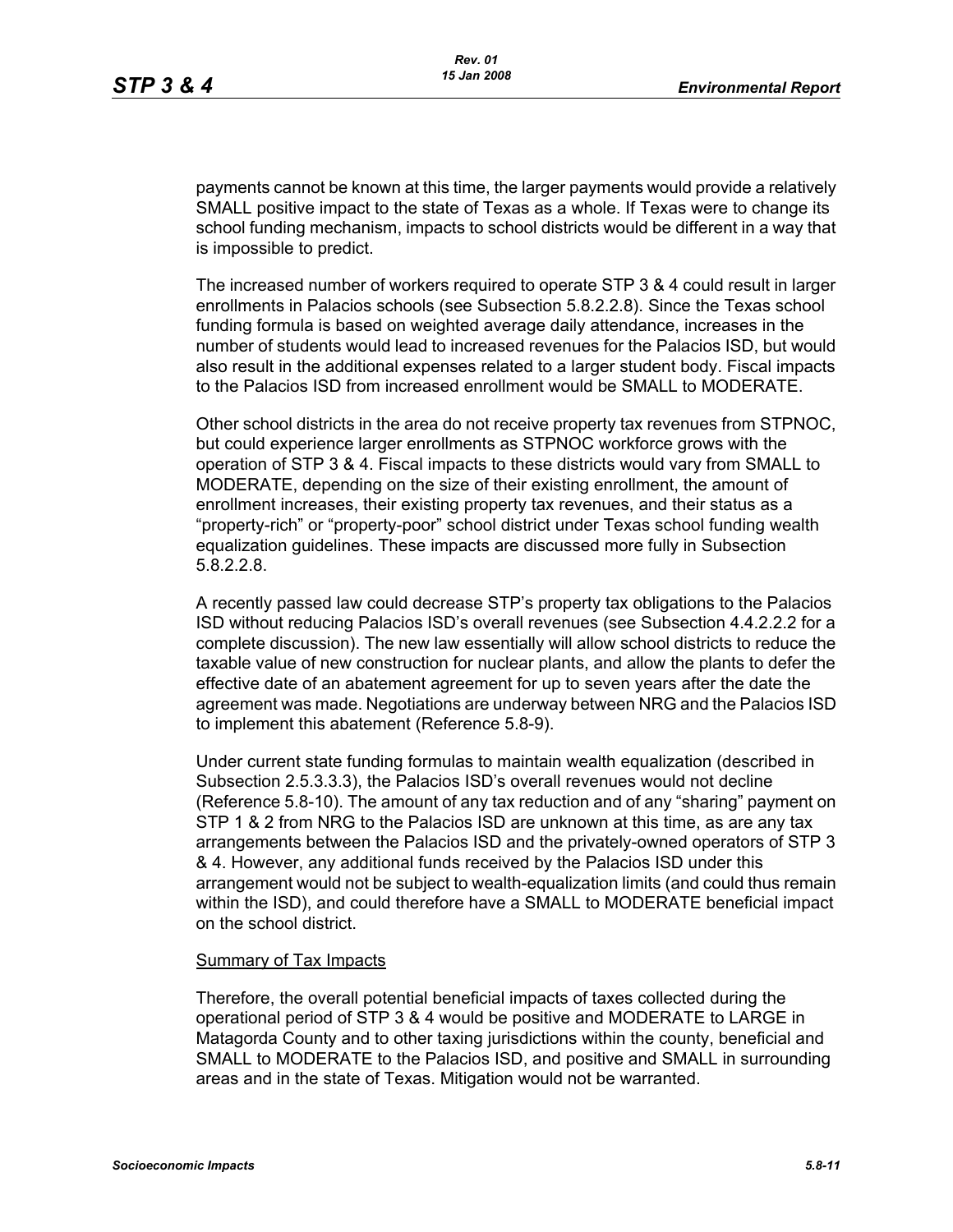payments cannot be known at this time, the larger payments would provide a relatively SMALL positive impact to the state of Texas as a whole. If Texas were to change its school funding mechanism, impacts to school districts would be different in a way that is impossible to predict.

The increased number of workers required to operate STP 3 & 4 could result in larger enrollments in Palacios schools (see Subsection 5.8.2.2.8). Since the Texas school funding formula is based on weighted average daily attendance, increases in the number of students would lead to increased revenues for the Palacios ISD, but would also result in the additional expenses related to a larger student body. Fiscal impacts to the Palacios ISD from increased enrollment would be SMALL to MODERATE.

Other school districts in the area do not receive property tax revenues from STPNOC, but could experience larger enrollments as STPNOC workforce grows with the operation of STP 3 & 4. Fiscal impacts to these districts would vary from SMALL to MODERATE, depending on the size of their existing enrollment, the amount of enrollment increases, their existing property tax revenues, and their status as a "property-rich" or "property-poor" school district under Texas school funding wealth equalization guidelines. These impacts are discussed more fully in Subsection 5.8.2.2.8.

A recently passed law could decrease STP's property tax obligations to the Palacios ISD without reducing Palacios ISD's overall revenues (see Subsection 4.4.2.2.2 for a complete discussion). The new law essentially will allow school districts to reduce the taxable value of new construction for nuclear plants, and allow the plants to defer the effective date of an abatement agreement for up to seven years after the date the agreement was made. Negotiations are underway between NRG and the Palacios ISD to implement this abatement (Reference 5.8-9).

Under current state funding formulas to maintain wealth equalization (described in Subsection 2.5.3.3.3), the Palacios ISD's overall revenues would not decline (Reference 5.8-10). The amount of any tax reduction and of any "sharing" payment on STP 1 & 2 from NRG to the Palacios ISD are unknown at this time, as are any tax arrangements between the Palacios ISD and the privately-owned operators of STP 3 & 4. However, any additional funds received by the Palacios ISD under this arrangement would not be subject to wealth-equalization limits (and could thus remain within the ISD), and could therefore have a SMALL to MODERATE beneficial impact on the school district.

Summary of Tax Impacts

Therefore, the overall potential beneficial impacts of taxes collected during the operational period of STP 3 & 4 would be positive and MODERATE to LARGE in Matagorda County and to other taxing jurisdictions within the county, beneficial and SMALL to MODERATE to the Palacios ISD, and positive and SMALL in surrounding areas and in the state of Texas. Mitigation would not be warranted.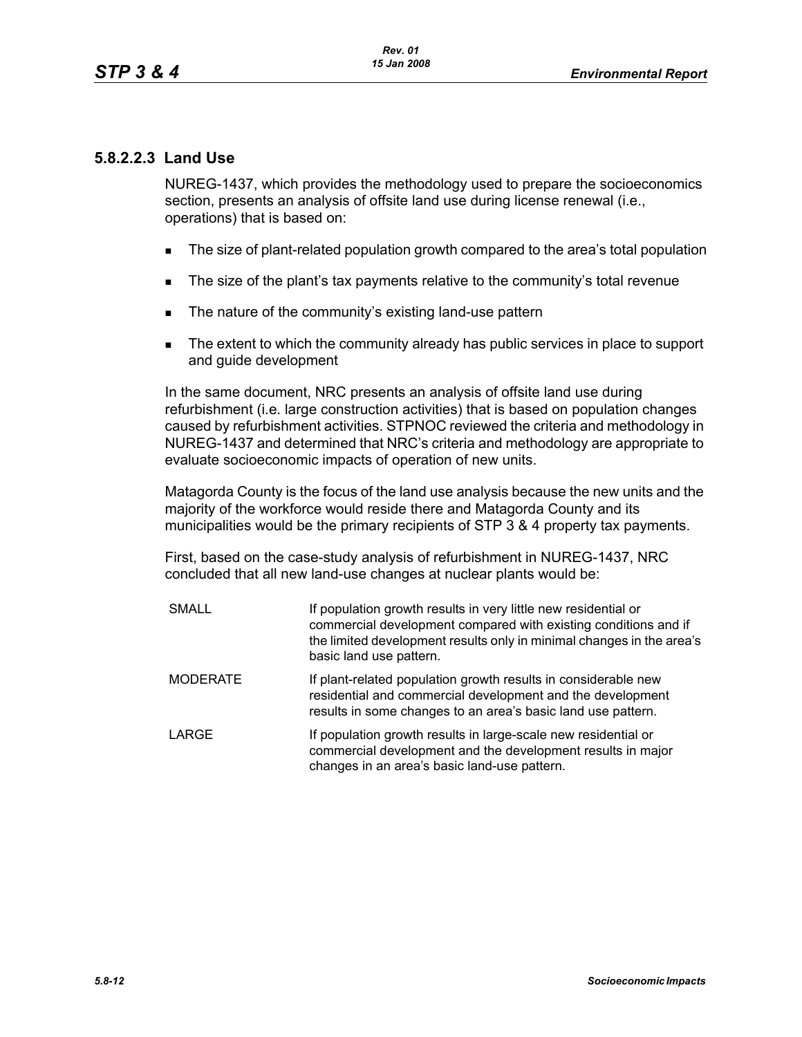### 5.8.2.2.3 Land Use

NUREG-1437, which provides the methodology used to prepare the socioeconomics section, presents an analysis of offsite land use during license renewal (i.e., operations) that is based on:

- The size of plant-related population growth compared to the area's total population
- The size of the plant's tax payments relative to the community's total revenue
- The nature of the community's existing land-use pattern
- The extent to which the community already has public services in place to support and guide development

In the same document, NRC presents an analysis of offsite land use during refurbishment (i.e. large construction activities) that is based on population changes caused by refurbishment activities. STPNOC reviewed the criteria and methodology in NUREG-1437 and determined that NRC's criteria and methodology are appropriate to evaluate socioeconomic impacts of operation of new units.

Matagorda County is the focus of the land use analysis because the new units and the majority of the workforce would reside there and Matagorda County and its municipalities would be the primary recipients of STP 3 & 4 property tax payments.

First, based on the case-study analysis of refurbishment in NUREG-1437, NRC concluded that all new land-use changes at nuclear plants would be:

| | |
|---|---|
| SMALL | If population growth results in very little new residential or commercial development compared with existing conditions and if the limited development results only in minimal changes in the area's basic land use pattern. |
| MODERATE | If plant-related population growth results in considerable new residential and commercial development and the development results in some changes to an area's basic land use pattern. |
| LARGE | If population growth results in large-scale new residential or commercial development and the development results in major changes in an area's basic land-use pattern. |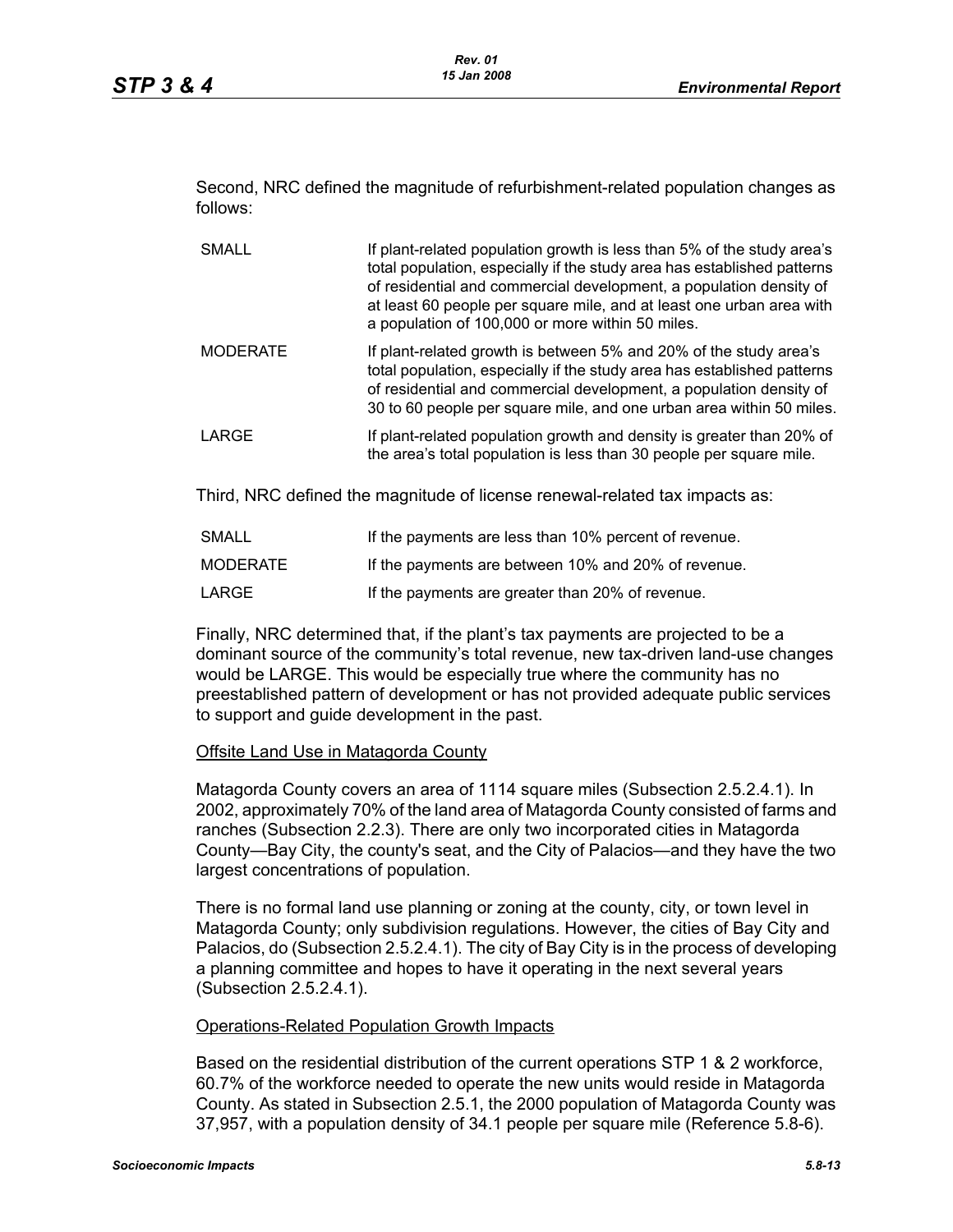Second, NRC defined the magnitude of refurbishment-related population changes as follows:

| | |
|---|---|
| SMALL | If plant-related population growth is less than 5% of the study area's total population, especially if the study area has established patterns of residential and commercial development, a population density of at least 60 people per square mile, and at least one urban area with a population of 100,000 or more within 50 miles. |
| MODERATE | If plant-related growth is between 5% and 20% of the study area's total population, especially if the study area has established patterns of residential and commercial development, a population density of 30 to 60 people per square mile, and one urban area within 50 miles. |
| LARGE | If plant-related population growth and density is greater than 20% of the area's total population is less than 30 people per square mile. |

Third, NRC defined the magnitude of license renewal-related tax impacts as:

| | |
|---|---|
| SMALL | If the payments are less than 10% percent of revenue. |
| MODERATE | If the payments are between 10% and 20% of revenue. |
| LARGE | If the payments are greater than 20% of revenue. |

Finally, NRC determined that, if the plant's tax payments are projected to be a dominant source of the community's total revenue, new tax-driven land-use changes would be LARGE. This would be especially true where the community has no preestablished pattern of development or has not provided adequate public services to support and guide development in the past.

Offsite Land Use in Matagorda County

Matagorda County covers an area of 1114 square miles (Subsection 2.5.2.4.1). In 2002, approximately 70% of the land area of Matagorda County consisted of farms and ranches (Subsection 2.2.3). There are only two incorporated cities in Matagorda County—Bay City, the county's seat, and the City of Palacios—and they have the two largest concentrations of population.

There is no formal land use planning or zoning at the county, city, or town level in Matagorda County; only subdivision regulations. However, the cities of Bay City and Palacios, do (Subsection 2.5.2.4.1). The city of Bay City is in the process of developing a planning committee and hopes to have it operating in the next several years (Subsection 2.5.2.4.1).

Operations-Related Population Growth Impacts

Based on the residential distribution of the current operations STP 1 & 2 workforce, 60.7% of the workforce needed to operate the new units would reside in Matagorda County. As stated in Subsection 2.5.1, the 2000 population of Matagorda County was 37,957, with a population density of 34.1 people per square mile (Reference 5.8-6).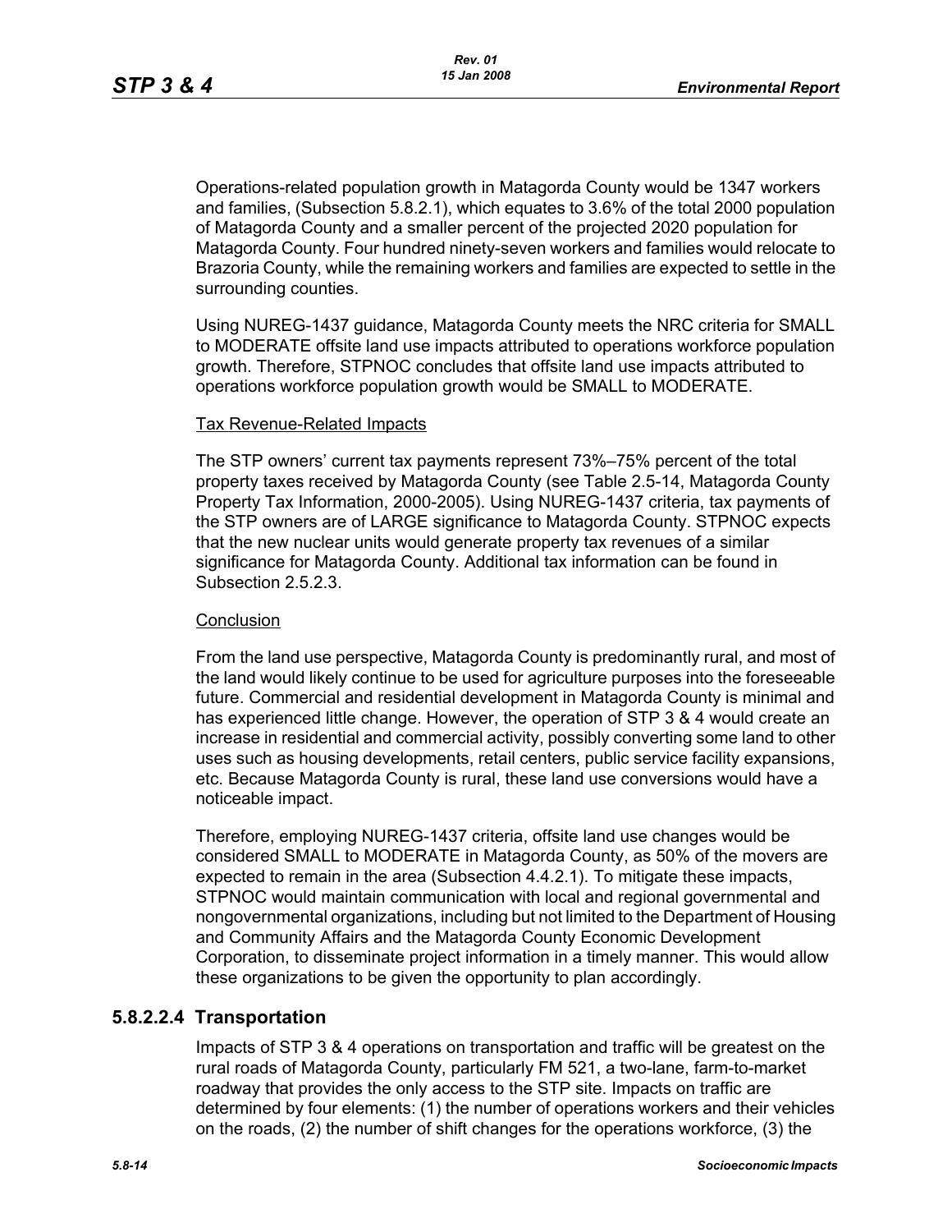Operations-related population growth in Matagorda County would be 1347 workers and families, (Subsection 5.8.2.1), which equates to 3.6% of the total 2000 population of Matagorda County and a smaller percent of the projected 2020 population for Matagorda County. Four hundred ninety-seven workers and families would relocate to Brazoria County, while the remaining workers and families are expected to settle in the surrounding counties.

Using NUREG-1437 guidance, Matagorda County meets the NRC criteria for SMALL to MODERATE offsite land use impacts attributed to operations workforce population growth. Therefore, STPNOC concludes that offsite land use impacts attributed to operations workforce population growth would be SMALL to MODERATE.

Tax Revenue-Related Impacts

The STP owners' current tax payments represent 73%–75% percent of the total property taxes received by Matagorda County (see Table 2.5-14, Matagorda County Property Tax Information, 2000-2005). Using NUREG-1437 criteria, tax payments of the STP owners are of LARGE significance to Matagorda County. STPNOC expects that the new nuclear units would generate property tax revenues of a similar significance for Matagorda County. Additional tax information can be found in Subsection 2.5.2.3.

Conclusion

From the land use perspective, Matagorda County is predominantly rural, and most of the land would likely continue to be used for agriculture purposes into the foreseeable future. Commercial and residential development in Matagorda County is minimal and has experienced little change. However, the operation of STP 3 & 4 would create an increase in residential and commercial activity, possibly converting some land to other uses such as housing developments, retail centers, public service facility expansions, etc. Because Matagorda County is rural, these land use conversions would have a noticeable impact.

Therefore, employing NUREG-1437 criteria, offsite land use changes would be considered SMALL to MODERATE in Matagorda County, as 50% of the movers are expected to remain in the area (Subsection 4.4.2.1). To mitigate these impacts, STPNOC would maintain communication with local and regional governmental and nongovernmental organizations, including but not limited to the Department of Housing and Community Affairs and the Matagorda County Economic Development Corporation, to disseminate project information in a timely manner. This would allow these organizations to be given the opportunity to plan accordingly.

### 5.8.2.2.4 Transportation

Impacts of STP 3 & 4 operations on transportation and traffic will be greatest on the rural roads of Matagorda County, particularly FM 521, a two-lane, farm-to-market roadway that provides the only access to the STP site. Impacts on traffic are determined by four elements: (1) the number of operations workers and their vehicles on the roads, (2) the number of shift changes for the operations workforce, (3) the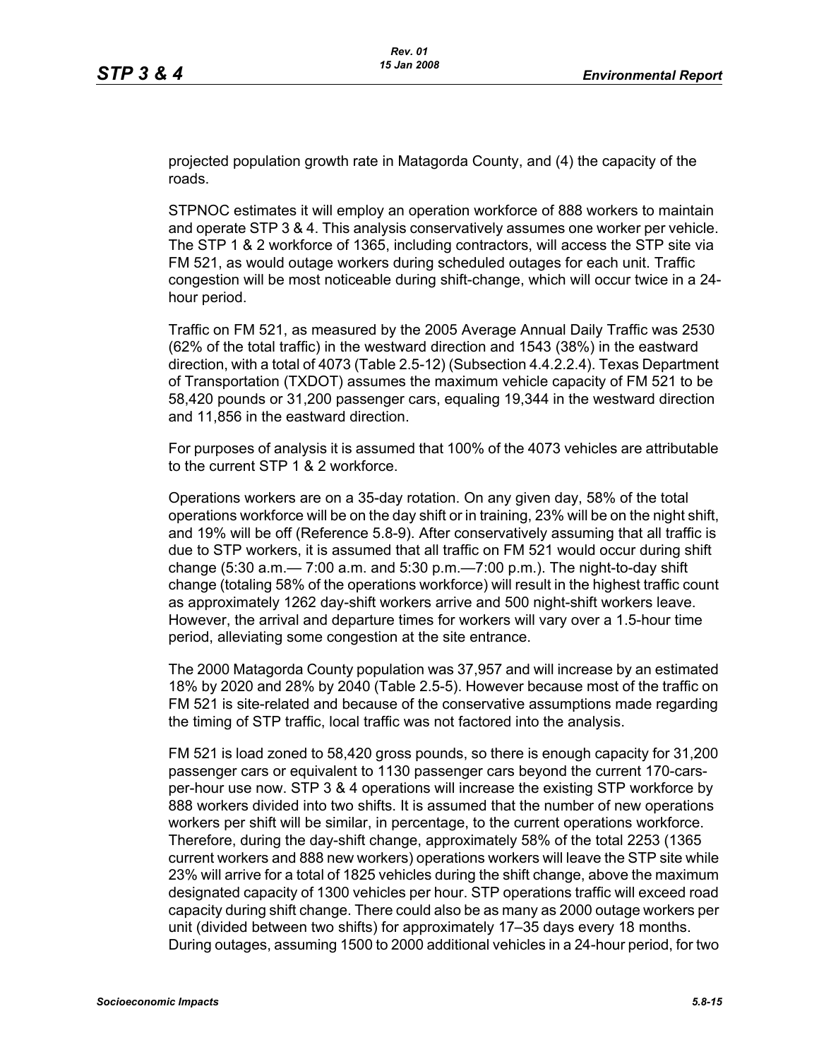projected population growth rate in Matagorda County, and (4) the capacity of the roads.

STPNOC estimates it will employ an operation workforce of 888 workers to maintain and operate STP 3 & 4. This analysis conservatively assumes one worker per vehicle. The STP 1 & 2 workforce of 1365, including contractors, will access the STP site via FM 521, as would outage workers during scheduled outages for each unit. Traffic congestion will be most noticeable during shift-change, which will occur twice in a 24-hour period.

Traffic on FM 521, as measured by the 2005 Average Annual Daily Traffic was 2530 (62% of the total traffic) in the westward direction and 1543 (38%) in the eastward direction, with a total of 4073 (Table 2.5-12) (Subsection 4.4.2.2.4). Texas Department of Transportation (TXDOT) assumes the maximum vehicle capacity of FM 521 to be 58,420 pounds or 31,200 passenger cars, equaling 19,344 in the westward direction and 11,856 in the eastward direction.

For purposes of analysis it is assumed that 100% of the 4073 vehicles are attributable to the current STP 1 & 2 workforce.

Operations workers are on a 35-day rotation. On any given day, 58% of the total operations workforce will be on the day shift or in training, 23% will be on the night shift, and 19% will be off (Reference 5.8-9). After conservatively assuming that all traffic is due to STP workers, it is assumed that all traffic on FM 521 would occur during shift change (5:30 a.m.— 7:00 a.m. and 5:30 p.m.—7:00 p.m.). The night-to-day shift change (totaling 58% of the operations workforce) will result in the highest traffic count as approximately 1262 day-shift workers arrive and 500 night-shift workers leave. However, the arrival and departure times for workers will vary over a 1.5-hour time period, alleviating some congestion at the site entrance.

The 2000 Matagorda County population was 37,957 and will increase by an estimated 18% by 2020 and 28% by 2040 (Table 2.5-5). However because most of the traffic on FM 521 is site-related and because of the conservative assumptions made regarding the timing of STP traffic, local traffic was not factored into the analysis.

FM 521 is load zoned to 58,420 gross pounds, so there is enough capacity for 31,200 passenger cars or equivalent to 1130 passenger cars beyond the current 170-cars-per-hour use now. STP 3 & 4 operations will increase the existing STP workforce by 888 workers divided into two shifts. It is assumed that the number of new operations workers per shift will be similar, in percentage, to the current operations workforce. Therefore, during the day-shift change, approximately 58% of the total 2253 (1365 current workers and 888 new workers) operations workers will leave the STP site while 23% will arrive for a total of 1825 vehicles during the shift change, above the maximum designated capacity of 1300 vehicles per hour. STP operations traffic will exceed road capacity during shift change. There could also be as many as 2000 outage workers per unit (divided between two shifts) for approximately 17–35 days every 18 months. During outages, assuming 1500 to 2000 additional vehicles in a 24-hour period, for two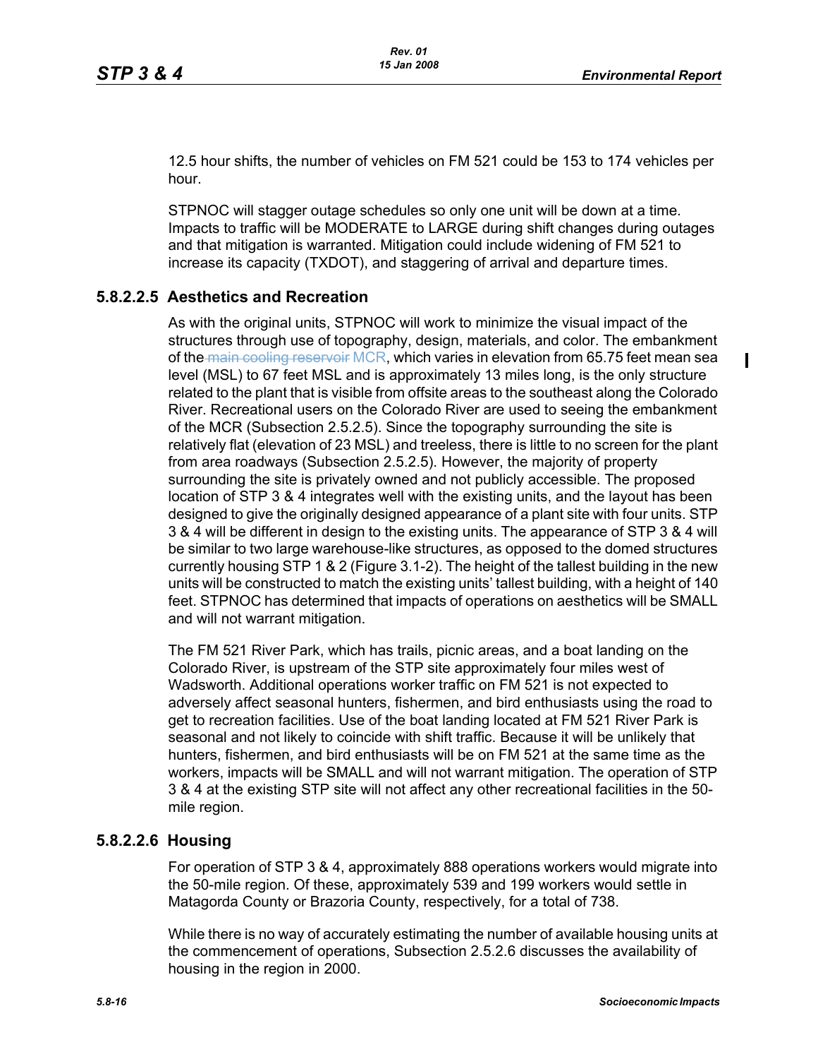12.5 hour shifts, the number of vehicles on FM 521 could be 153 to 174 vehicles per hour.

STPNOC will stagger outage schedules so only one unit will be down at a time. Impacts to traffic will be MODERATE to LARGE during shift changes during outages and that mitigation is warranted. Mitigation could include widening of FM 521 to increase its capacity (TXDOT), and staggering of arrival and departure times.

### 5.8.2.2.5 Aesthetics and Recreation

As with the original units, STPNOC will work to minimize the visual impact of the structures through use of topography, design, materials, and color. The embankment of the ~~main cooling reservoir~~ MCR, which varies in elevation from 65.75 feet mean sea level (MSL) to 67 feet MSL and is approximately 13 miles long, is the only structure related to the plant that is visible from offsite areas to the southeast along the Colorado River. Recreational users on the Colorado River are used to seeing the embankment of the MCR (Subsection 2.5.2.5). Since the topography surrounding the site is relatively flat (elevation of 23 MSL) and treeless, there is little to no screen for the plant from area roadways (Subsection 2.5.2.5). However, the majority of property surrounding the site is privately owned and not publicly accessible. The proposed location of STP 3 & 4 integrates well with the existing units, and the layout has been designed to give the originally designed appearance of a plant site with four units. STP 3 & 4 will be different in design to the existing units. The appearance of STP 3 & 4 will be similar to two large warehouse-like structures, as opposed to the domed structures currently housing STP 1 & 2 (Figure 3.1-2). The height of the tallest building in the new units will be constructed to match the existing units' tallest building, with a height of 140 feet. STPNOC has determined that impacts of operations on aesthetics will be SMALL and will not warrant mitigation.

The FM 521 River Park, which has trails, picnic areas, and a boat landing on the Colorado River, is upstream of the STP site approximately four miles west of Wadsworth. Additional operations worker traffic on FM 521 is not expected to adversely affect seasonal hunters, fishermen, and bird enthusiasts using the road to get to recreation facilities. Use of the boat landing located at FM 521 River Park is seasonal and not likely to coincide with shift traffic. Because it will be unlikely that hunters, fishermen, and bird enthusiasts will be on FM 521 at the same time as the workers, impacts will be SMALL and will not warrant mitigation. The operation of STP 3 & 4 at the existing STP site will not affect any other recreational facilities in the 50-mile region.

### 5.8.2.2.6 Housing

For operation of STP 3 & 4, approximately 888 operations workers would migrate into the 50-mile region. Of these, approximately 539 and 199 workers would settle in Matagorda County or Brazoria County, respectively, for a total of 738.

While there is no way of accurately estimating the number of available housing units at the commencement of operations, Subsection 2.5.2.6 discusses the availability of housing in the region in 2000.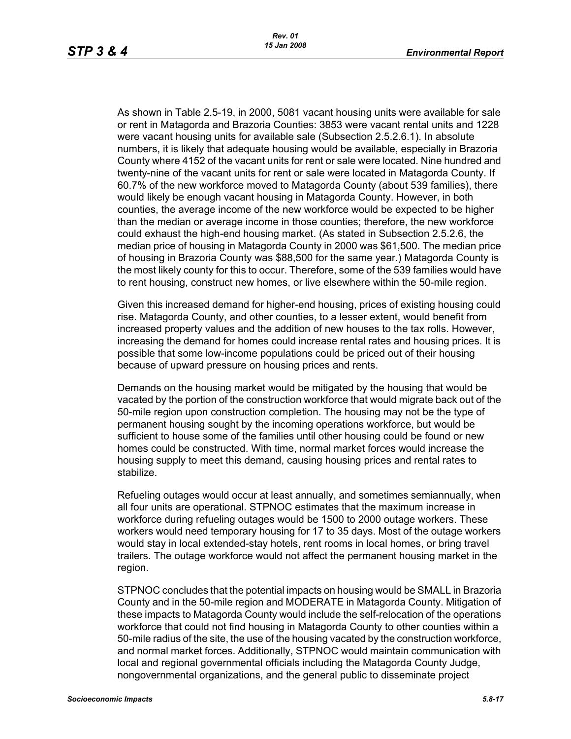As shown in Table 2.5-19, in 2000, 5081 vacant housing units were available for sale or rent in Matagorda and Brazoria Counties: 3853 were vacant rental units and 1228 were vacant housing units for available sale (Subsection 2.5.2.6.1). In absolute numbers, it is likely that adequate housing would be available, especially in Brazoria County where 4152 of the vacant units for rent or sale were located. Nine hundred and twenty-nine of the vacant units for rent or sale were located in Matagorda County. If 60.7% of the new workforce moved to Matagorda County (about 539 families), there would likely be enough vacant housing in Matagorda County. However, in both counties, the average income of the new workforce would be expected to be higher than the median or average income in those counties; therefore, the new workforce could exhaust the high-end housing market. (As stated in Subsection 2.5.2.6, the median price of housing in Matagorda County in 2000 was $61,500. The median price of housing in Brazoria County was $88,500 for the same year.) Matagorda County is the most likely county for this to occur. Therefore, some of the 539 families would have to rent housing, construct new homes, or live elsewhere within the 50-mile region.

Given this increased demand for higher-end housing, prices of existing housing could rise. Matagorda County, and other counties, to a lesser extent, would benefit from increased property values and the addition of new houses to the tax rolls. However, increasing the demand for homes could increase rental rates and housing prices. It is possible that some low-income populations could be priced out of their housing because of upward pressure on housing prices and rents.

Demands on the housing market would be mitigated by the housing that would be vacated by the portion of the construction workforce that would migrate back out of the 50-mile region upon construction completion. The housing may not be the type of permanent housing sought by the incoming operations workforce, but would be sufficient to house some of the families until other housing could be found or new homes could be constructed. With time, normal market forces would increase the housing supply to meet this demand, causing housing prices and rental rates to stabilize.

Refueling outages would occur at least annually, and sometimes semiannually, when all four units are operational. STPNOC estimates that the maximum increase in workforce during refueling outages would be 1500 to 2000 outage workers. These workers would need temporary housing for 17 to 35 days. Most of the outage workers would stay in local extended-stay hotels, rent rooms in local homes, or bring travel trailers. The outage workforce would not affect the permanent housing market in the region.

STPNOC concludes that the potential impacts on housing would be SMALL in Brazoria County and in the 50-mile region and MODERATE in Matagorda County. Mitigation of these impacts to Matagorda County would include the self-relocation of the operations workforce that could not find housing in Matagorda County to other counties within a 50-mile radius of the site, the use of the housing vacated by the construction workforce, and normal market forces. Additionally, STPNOC would maintain communication with local and regional governmental officials including the Matagorda County Judge, nongovernmental organizations, and the general public to disseminate project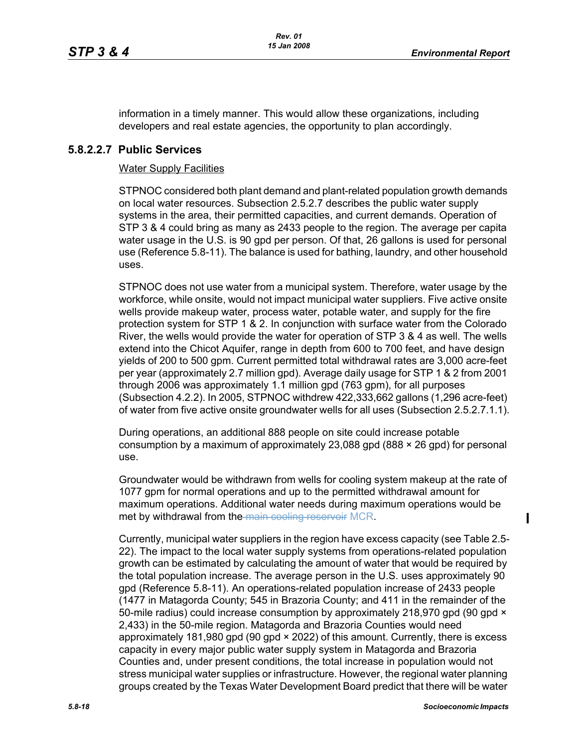information in a timely manner. This would allow these organizations, including developers and real estate agencies, the opportunity to plan accordingly.

### 5.8.2.2.7 Public Services

Water Supply Facilities

STPNOC considered both plant demand and plant-related population growth demands on local water resources. Subsection 2.5.2.7 describes the public water supply systems in the area, their permitted capacities, and current demands. Operation of STP 3 & 4 could bring as many as 2433 people to the region. The average per capita water usage in the U.S. is 90 gpd per person. Of that, 26 gallons is used for personal use (Reference 5.8-11). The balance is used for bathing, laundry, and other household uses.

STPNOC does not use water from a municipal system. Therefore, water usage by the workforce, while onsite, would not impact municipal water suppliers. Five active onsite wells provide makeup water, process water, potable water, and supply for the fire protection system for STP 1 & 2. In conjunction with surface water from the Colorado River, the wells would provide the water for operation of STP 3 & 4 as well. The wells extend into the Chicot Aquifer, range in depth from 600 to 700 feet, and have design yields of 200 to 500 gpm. Current permitted total withdrawal rates are 3,000 acre-feet per year (approximately 2.7 million gpd). Average daily usage for STP 1 & 2 from 2001 through 2006 was approximately 1.1 million gpd (763 gpm), for all purposes (Subsection 4.2.2). In 2005, STPNOC withdrew 422,333,662 gallons (1,296 acre-feet) of water from five active onsite groundwater wells for all uses (Subsection 2.5.2.7.1.1).

During operations, an additional 888 people on site could increase potable consumption by a maximum of approximately 23,088 gpd (888 × 26 gpd) for personal use.

Groundwater would be withdrawn from wells for cooling system makeup at the rate of 1077 gpm for normal operations and up to the permitted withdrawal amount for maximum operations. Additional water needs during maximum operations would be met by withdrawal from the ~~main cooling reservoir~~ MCR.

Currently, municipal water suppliers in the region have excess capacity (see Table 2.5-22). The impact to the local water supply systems from operations-related population growth can be estimated by calculating the amount of water that would be required by the total population increase. The average person in the U.S. uses approximately 90 gpd (Reference 5.8-11). An operations-related population increase of 2433 people (1477 in Matagorda County; 545 in Brazoria County; and 411 in the remainder of the 50-mile radius) could increase consumption by approximately 218,970 gpd (90 gpd × 2,433) in the 50-mile region. Matagorda and Brazoria Counties would need approximately 181,980 gpd (90 gpd × 2022) of this amount. Currently, there is excess capacity in every major public water supply system in Matagorda and Brazoria Counties and, under present conditions, the total increase in population would not stress municipal water supplies or infrastructure. However, the regional water planning groups created by the Texas Water Development Board predict that there will be water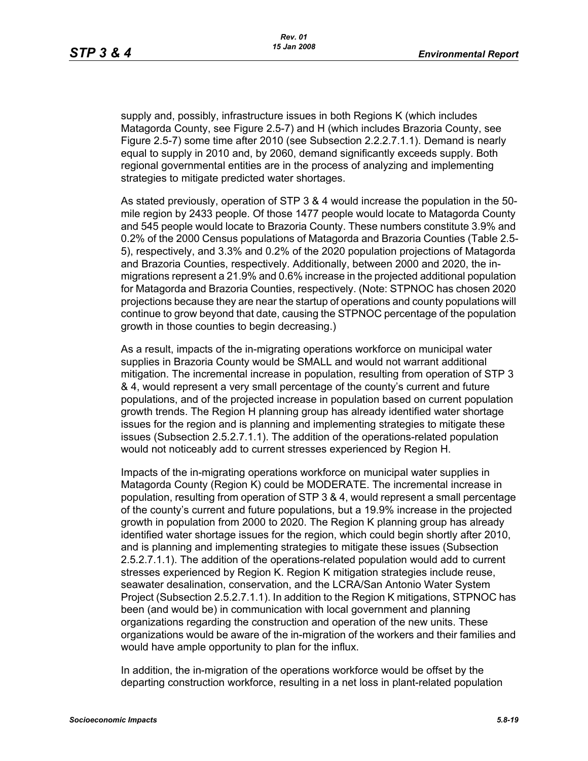supply and, possibly, infrastructure issues in both Regions K (which includes Matagorda County, see Figure 2.5-7) and H (which includes Brazoria County, see Figure 2.5-7) some time after 2010 (see Subsection 2.2.2.7.1.1). Demand is nearly equal to supply in 2010 and, by 2060, demand significantly exceeds supply. Both regional governmental entities are in the process of analyzing and implementing strategies to mitigate predicted water shortages.

As stated previously, operation of STP 3 & 4 would increase the population in the 50-mile region by 2433 people. Of those 1477 people would locate to Matagorda County and 545 people would locate to Brazoria County. These numbers constitute 3.9% and 0.2% of the 2000 Census populations of Matagorda and Brazoria Counties (Table 2.5-5), respectively, and 3.3% and 0.2% of the 2020 population projections of Matagorda and Brazoria Counties, respectively. Additionally, between 2000 and 2020, the in-migrations represent a 21.9% and 0.6% increase in the projected additional population for Matagorda and Brazoria Counties, respectively. (Note: STPNOC has chosen 2020 projections because they are near the startup of operations and county populations will continue to grow beyond that date, causing the STPNOC percentage of the population growth in those counties to begin decreasing.)

As a result, impacts of the in-migrating operations workforce on municipal water supplies in Brazoria County would be SMALL and would not warrant additional mitigation. The incremental increase in population, resulting from operation of STP 3 & 4, would represent a very small percentage of the county's current and future populations, and of the projected increase in population based on current population growth trends. The Region H planning group has already identified water shortage issues for the region and is planning and implementing strategies to mitigate these issues (Subsection 2.5.2.7.1.1). The addition of the operations-related population would not noticeably add to current stresses experienced by Region H.

Impacts of the in-migrating operations workforce on municipal water supplies in Matagorda County (Region K) could be MODERATE. The incremental increase in population, resulting from operation of STP 3 & 4, would represent a small percentage of the county's current and future populations, but a 19.9% increase in the projected growth in population from 2000 to 2020. The Region K planning group has already identified water shortage issues for the region, which could begin shortly after 2010, and is planning and implementing strategies to mitigate these issues (Subsection 2.5.2.7.1.1). The addition of the operations-related population would add to current stresses experienced by Region K. Region K mitigation strategies include reuse, seawater desalination, conservation, and the LCRA/San Antonio Water System Project (Subsection 2.5.2.7.1.1). In addition to the Region K mitigations, STPNOC has been (and would be) in communication with local government and planning organizations regarding the construction and operation of the new units. These organizations would be aware of the in-migration of the workers and their families and would have ample opportunity to plan for the influx.

In addition, the in-migration of the operations workforce would be offset by the departing construction workforce, resulting in a net loss in plant-related population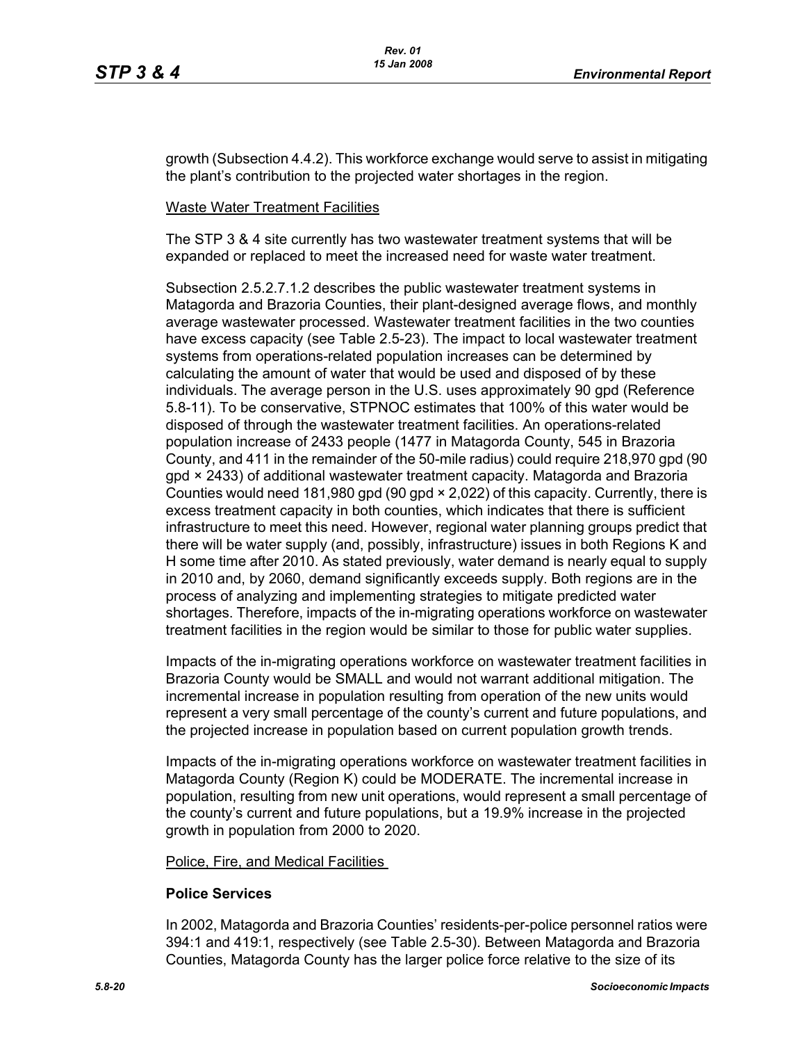growth (Subsection 4.4.2). This workforce exchange would serve to assist in mitigating the plant's contribution to the projected water shortages in the region.

Waste Water Treatment Facilities

The STP 3 & 4 site currently has two wastewater treatment systems that will be expanded or replaced to meet the increased need for waste water treatment.

Subsection 2.5.2.7.1.2 describes the public wastewater treatment systems in Matagorda and Brazoria Counties, their plant-designed average flows, and monthly average wastewater processed. Wastewater treatment facilities in the two counties have excess capacity (see Table 2.5-23). The impact to local wastewater treatment systems from operations-related population increases can be determined by calculating the amount of water that would be used and disposed of by these individuals. The average person in the U.S. uses approximately 90 gpd (Reference 5.8-11). To be conservative, STPNOC estimates that 100% of this water would be disposed of through the wastewater treatment facilities. An operations-related population increase of 2433 people (1477 in Matagorda County, 545 in Brazoria County, and 411 in the remainder of the 50-mile radius) could require 218,970 gpd (90 gpd × 2433) of additional wastewater treatment capacity. Matagorda and Brazoria Counties would need 181,980 gpd (90 gpd × 2,022) of this capacity. Currently, there is excess treatment capacity in both counties, which indicates that there is sufficient infrastructure to meet this need. However, regional water planning groups predict that there will be water supply (and, possibly, infrastructure) issues in both Regions K and H some time after 2010. As stated previously, water demand is nearly equal to supply in 2010 and, by 2060, demand significantly exceeds supply. Both regions are in the process of analyzing and implementing strategies to mitigate predicted water shortages. Therefore, impacts of the in-migrating operations workforce on wastewater treatment facilities in the region would be similar to those for public water supplies.

Impacts of the in-migrating operations workforce on wastewater treatment facilities in Brazoria County would be SMALL and would not warrant additional mitigation. The incremental increase in population resulting from operation of the new units would represent a very small percentage of the county's current and future populations, and the projected increase in population based on current population growth trends.

Impacts of the in-migrating operations workforce on wastewater treatment facilities in Matagorda County (Region K) could be MODERATE. The incremental increase in population, resulting from new unit operations, would represent a small percentage of the county's current and future populations, but a 19.9% increase in the projected growth in population from 2000 to 2020.

Police, Fire, and Medical Facilities

**Police Services**

In 2002, Matagorda and Brazoria Counties' residents-per-police personnel ratios were 394:1 and 419:1, respectively (see Table 2.5-30). Between Matagorda and Brazoria Counties, Matagorda County has the larger police force relative to the size of its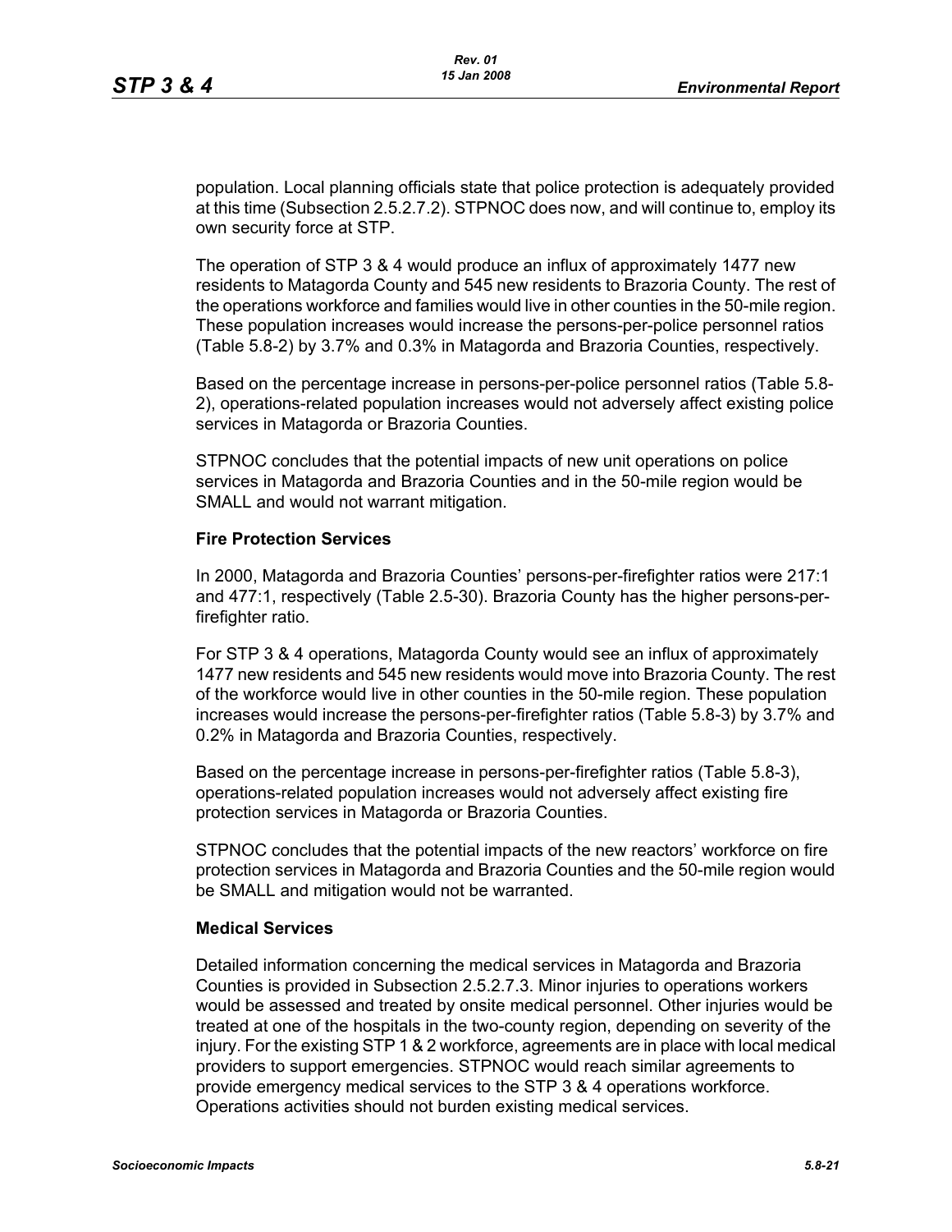population. Local planning officials state that police protection is adequately provided at this time (Subsection 2.5.2.7.2). STPNOC does now, and will continue to, employ its own security force at STP.

The operation of STP 3 & 4 would produce an influx of approximately 1477 new residents to Matagorda County and 545 new residents to Brazoria County. The rest of the operations workforce and families would live in other counties in the 50-mile region. These population increases would increase the persons-per-police personnel ratios (Table 5.8-2) by 3.7% and 0.3% in Matagorda and Brazoria Counties, respectively.

Based on the percentage increase in persons-per-police personnel ratios (Table 5.8-2), operations-related population increases would not adversely affect existing police services in Matagorda or Brazoria Counties.

STPNOC concludes that the potential impacts of new unit operations on police services in Matagorda and Brazoria Counties and in the 50-mile region would be SMALL and would not warrant mitigation.

**Fire Protection Services**

In 2000, Matagorda and Brazoria Counties' persons-per-firefighter ratios were 217:1 and 477:1, respectively (Table 2.5-30). Brazoria County has the higher persons-per-firefighter ratio.

For STP 3 & 4 operations, Matagorda County would see an influx of approximately 1477 new residents and 545 new residents would move into Brazoria County. The rest of the workforce would live in other counties in the 50-mile region. These population increases would increase the persons-per-firefighter ratios (Table 5.8-3) by 3.7% and 0.2% in Matagorda and Brazoria Counties, respectively.

Based on the percentage increase in persons-per-firefighter ratios (Table 5.8-3), operations-related population increases would not adversely affect existing fire protection services in Matagorda or Brazoria Counties.

STPNOC concludes that the potential impacts of the new reactors' workforce on fire protection services in Matagorda and Brazoria Counties and the 50-mile region would be SMALL and mitigation would not be warranted.

**Medical Services**

Detailed information concerning the medical services in Matagorda and Brazoria Counties is provided in Subsection 2.5.2.7.3. Minor injuries to operations workers would be assessed and treated by onsite medical personnel. Other injuries would be treated at one of the hospitals in the two-county region, depending on severity of the injury. For the existing STP 1 & 2 workforce, agreements are in place with local medical providers to support emergencies. STPNOC would reach similar agreements to provide emergency medical services to the STP 3 & 4 operations workforce. Operations activities should not burden existing medical services.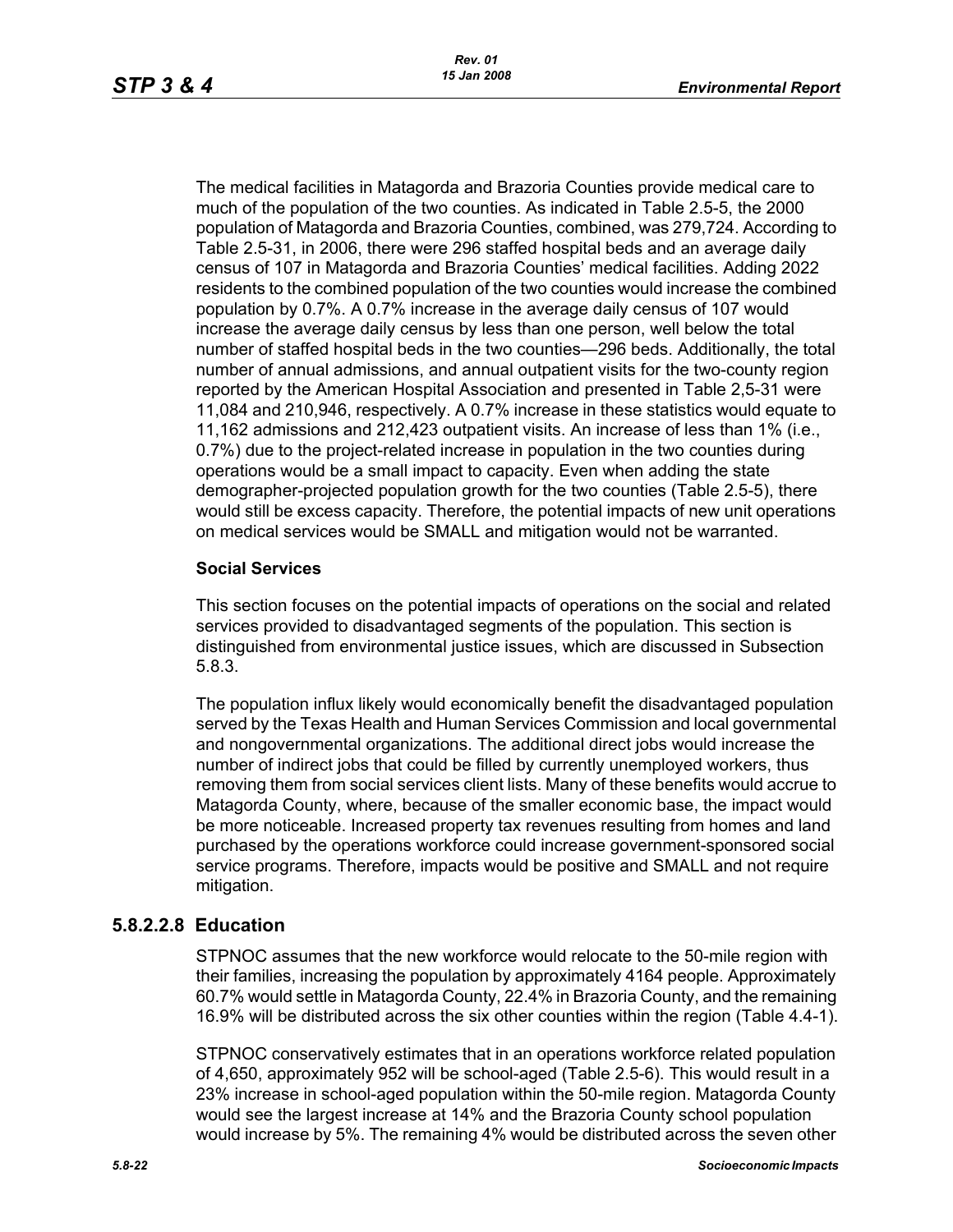The medical facilities in Matagorda and Brazoria Counties provide medical care to much of the population of the two counties. As indicated in Table 2.5-5, the 2000 population of Matagorda and Brazoria Counties, combined, was 279,724. According to Table 2.5-31, in 2006, there were 296 staffed hospital beds and an average daily census of 107 in Matagorda and Brazoria Counties' medical facilities. Adding 2022 residents to the combined population of the two counties would increase the combined population by 0.7%. A 0.7% increase in the average daily census of 107 would increase the average daily census by less than one person, well below the total number of staffed hospital beds in the two counties—296 beds. Additionally, the total number of annual admissions, and annual outpatient visits for the two-county region reported by the American Hospital Association and presented in Table 2,5-31 were 11,084 and 210,946, respectively. A 0.7% increase in these statistics would equate to 11,162 admissions and 212,423 outpatient visits. An increase of less than 1% (i.e., 0.7%) due to the project-related increase in population in the two counties during operations would be a small impact to capacity. Even when adding the state demographer-projected population growth for the two counties (Table 2.5-5), there would still be excess capacity. Therefore, the potential impacts of new unit operations on medical services would be SMALL and mitigation would not be warranted.

**Social Services**

This section focuses on the potential impacts of operations on the social and related services provided to disadvantaged segments of the population. This section is distinguished from environmental justice issues, which are discussed in Subsection 5.8.3.

The population influx likely would economically benefit the disadvantaged population served by the Texas Health and Human Services Commission and local governmental and nongovernmental organizations. The additional direct jobs would increase the number of indirect jobs that could be filled by currently unemployed workers, thus removing them from social services client lists. Many of these benefits would accrue to Matagorda County, where, because of the smaller economic base, the impact would be more noticeable. Increased property tax revenues resulting from homes and land purchased by the operations workforce could increase government-sponsored social service programs. Therefore, impacts would be positive and SMALL and not require mitigation.

### 5.8.2.2.8 Education

STPNOC assumes that the new workforce would relocate to the 50-mile region with their families, increasing the population by approximately 4164 people. Approximately 60.7% would settle in Matagorda County, 22.4% in Brazoria County, and the remaining 16.9% will be distributed across the six other counties within the region (Table 4.4-1).

STPNOC conservatively estimates that in an operations workforce related population of 4,650, approximately 952 will be school-aged (Table 2.5-6). This would result in a 23% increase in school-aged population within the 50-mile region. Matagorda County would see the largest increase at 14% and the Brazoria County school population would increase by 5%. The remaining 4% would be distributed across the seven other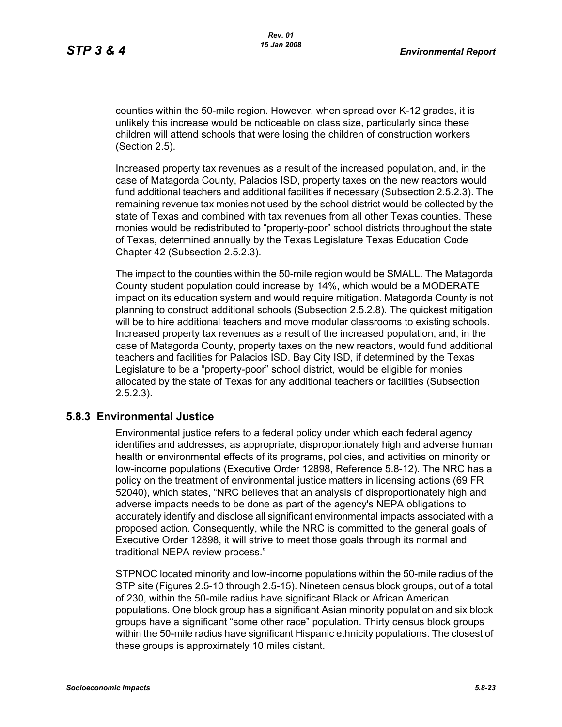counties within the 50-mile region. However, when spread over K-12 grades, it is unlikely this increase would be noticeable on class size, particularly since these children will attend schools that were losing the children of construction workers (Section 2.5).

Increased property tax revenues as a result of the increased population, and, in the case of Matagorda County, Palacios ISD, property taxes on the new reactors would fund additional teachers and additional facilities if necessary (Subsection 2.5.2.3). The remaining revenue tax monies not used by the school district would be collected by the state of Texas and combined with tax revenues from all other Texas counties. These monies would be redistributed to "property-poor" school districts throughout the state of Texas, determined annually by the Texas Legislature Texas Education Code Chapter 42 (Subsection 2.5.2.3).

The impact to the counties within the 50-mile region would be SMALL. The Matagorda County student population could increase by 14%, which would be a MODERATE impact on its education system and would require mitigation. Matagorda County is not planning to construct additional schools (Subsection 2.5.2.8). The quickest mitigation will be to hire additional teachers and move modular classrooms to existing schools. Increased property tax revenues as a result of the increased population, and, in the case of Matagorda County, property taxes on the new reactors, would fund additional teachers and facilities for Palacios ISD. Bay City ISD, if determined by the Texas Legislature to be a "property-poor" school district, would be eligible for monies allocated by the state of Texas for any additional teachers or facilities (Subsection 2.5.2.3).

### 5.8.3 Environmental Justice

Environmental justice refers to a federal policy under which each federal agency identifies and addresses, as appropriate, disproportionately high and adverse human health or environmental effects of its programs, policies, and activities on minority or low-income populations (Executive Order 12898, Reference 5.8-12). The NRC has a policy on the treatment of environmental justice matters in licensing actions (69 FR 52040), which states, "NRC believes that an analysis of disproportionately high and adverse impacts needs to be done as part of the agency's NEPA obligations to accurately identify and disclose all significant environmental impacts associated with a proposed action. Consequently, while the NRC is committed to the general goals of Executive Order 12898, it will strive to meet those goals through its normal and traditional NEPA review process."

STPNOC located minority and low-income populations within the 50-mile radius of the STP site (Figures 2.5-10 through 2.5-15). Nineteen census block groups, out of a total of 230, within the 50-mile radius have significant Black or African American populations. One block group has a significant Asian minority population and six block groups have a significant "some other race" population. Thirty census block groups within the 50-mile radius have significant Hispanic ethnicity populations. The closest of these groups is approximately 10 miles distant.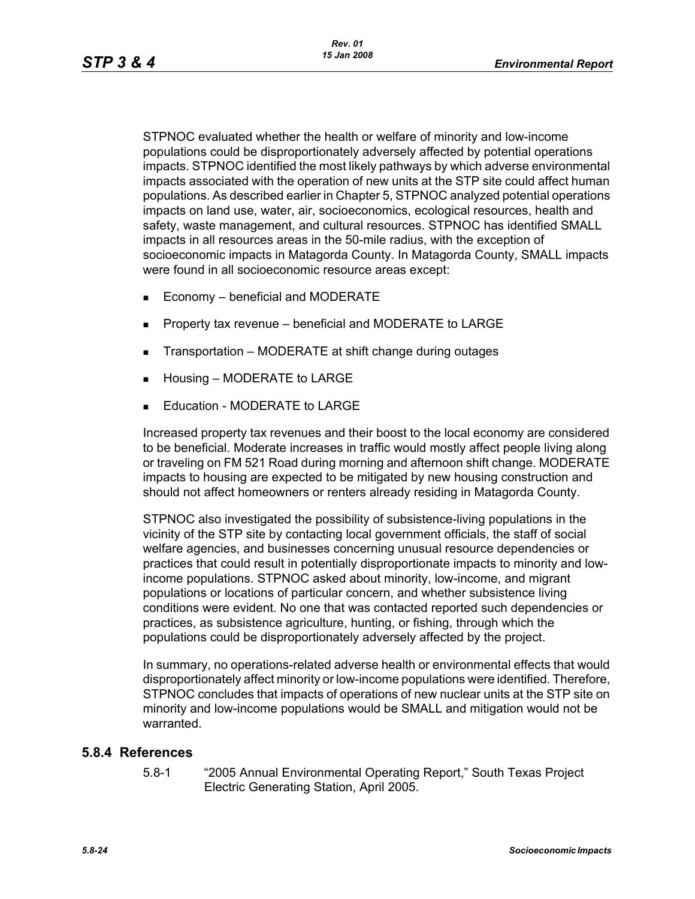STPNOC evaluated whether the health or welfare of minority and low-income populations could be disproportionately adversely affected by potential operations impacts. STPNOC identified the most likely pathways by which adverse environmental impacts associated with the operation of new units at the STP site could affect human populations. As described earlier in Chapter 5, STPNOC analyzed potential operations impacts on land use, water, air, socioeconomics, ecological resources, health and safety, waste management, and cultural resources. STPNOC has identified SMALL impacts in all resources areas in the 50-mile radius, with the exception of socioeconomic impacts in Matagorda County. In Matagorda County, SMALL impacts were found in all socioeconomic resource areas except:

- Economy – beneficial and MODERATE
- Property tax revenue – beneficial and MODERATE to LARGE
- Transportation – MODERATE at shift change during outages
- Housing – MODERATE to LARGE
- Education - MODERATE to LARGE

Increased property tax revenues and their boost to the local economy are considered to be beneficial. Moderate increases in traffic would mostly affect people living along or traveling on FM 521 Road during morning and afternoon shift change. MODERATE impacts to housing are expected to be mitigated by new housing construction and should not affect homeowners or renters already residing in Matagorda County.

STPNOC also investigated the possibility of subsistence-living populations in the vicinity of the STP site by contacting local government officials, the staff of social welfare agencies, and businesses concerning unusual resource dependencies or practices that could result in potentially disproportionate impacts to minority and low-income populations. STPNOC asked about minority, low-income, and migrant populations or locations of particular concern, and whether subsistence living conditions were evident. No one that was contacted reported such dependencies or practices, as subsistence agriculture, hunting, or fishing, through which the populations could be disproportionately adversely affected by the project.

In summary, no operations-related adverse health or environmental effects that would disproportionately affect minority or low-income populations were identified. Therefore, STPNOC concludes that impacts of operations of new nuclear units at the STP site on minority and low-income populations would be SMALL and mitigation would not be warranted.

### 5.8.4 References

5.8-1 "2005 Annual Environmental Operating Report," South Texas Project Electric Generating Station, April 2005.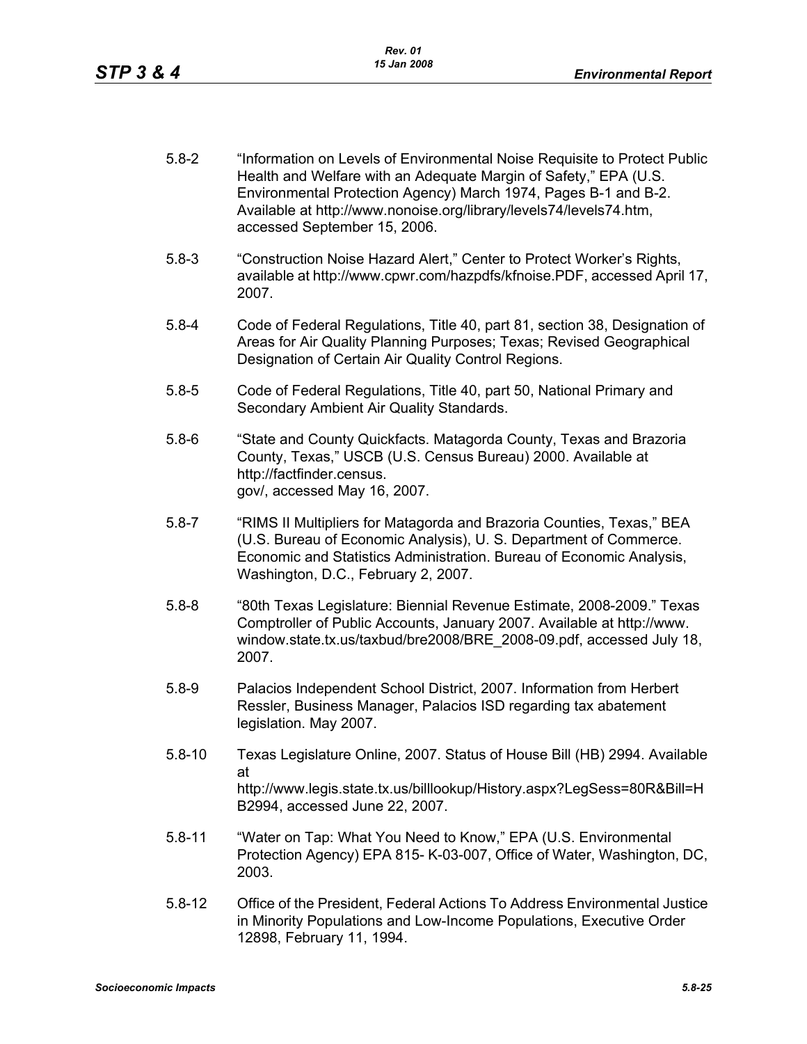5.8-2 "Information on Levels of Environmental Noise Requisite to Protect Public Health and Welfare with an Adequate Margin of Safety," EPA (U.S. Environmental Protection Agency) March 1974, Pages B-1 and B-2. Available at http://www.nonoise.org/library/levels74/levels74.htm, accessed September 15, 2006.

5.8-3 "Construction Noise Hazard Alert," Center to Protect Worker's Rights, available at http://www.cpwr.com/hazpdfs/kfnoise.PDF, accessed April 17, 2007.

5.8-4 Code of Federal Regulations, Title 40, part 81, section 38, Designation of Areas for Air Quality Planning Purposes; Texas; Revised Geographical Designation of Certain Air Quality Control Regions.

5.8-5 Code of Federal Regulations, Title 40, part 50, National Primary and Secondary Ambient Air Quality Standards.

5.8-6 "State and County Quickfacts. Matagorda County, Texas and Brazoria County, Texas," USCB (U.S. Census Bureau) 2000. Available at http://factfinder.census.gov/, accessed May 16, 2007.

5.8-7 "RIMS II Multipliers for Matagorda and Brazoria Counties, Texas," BEA (U.S. Bureau of Economic Analysis), U. S. Department of Commerce. Economic and Statistics Administration. Bureau of Economic Analysis, Washington, D.C., February 2, 2007.

5.8-8 "80th Texas Legislature: Biennial Revenue Estimate, 2008-2009." Texas Comptroller of Public Accounts, January 2007. Available at http://www.window.state.tx.us/taxbud/bre2008/BRE_2008-09.pdf, accessed July 18, 2007.

5.8-9 Palacios Independent School District, 2007. Information from Herbert Ressler, Business Manager, Palacios ISD regarding tax abatement legislation. May 2007.

5.8-10 Texas Legislature Online, 2007. Status of House Bill (HB) 2994. Available at http://www.legis.state.tx.us/billlookup/History.aspx?LegSess=80R&Bill=HB2994, accessed June 22, 2007.

5.8-11 "Water on Tap: What You Need to Know," EPA (U.S. Environmental Protection Agency) EPA 815- K-03-007, Office of Water, Washington, DC, 2003.

5.8-12 Office of the President, Federal Actions To Address Environmental Justice in Minority Populations and Low-Income Populations, Executive Order 12898, February 11, 1994.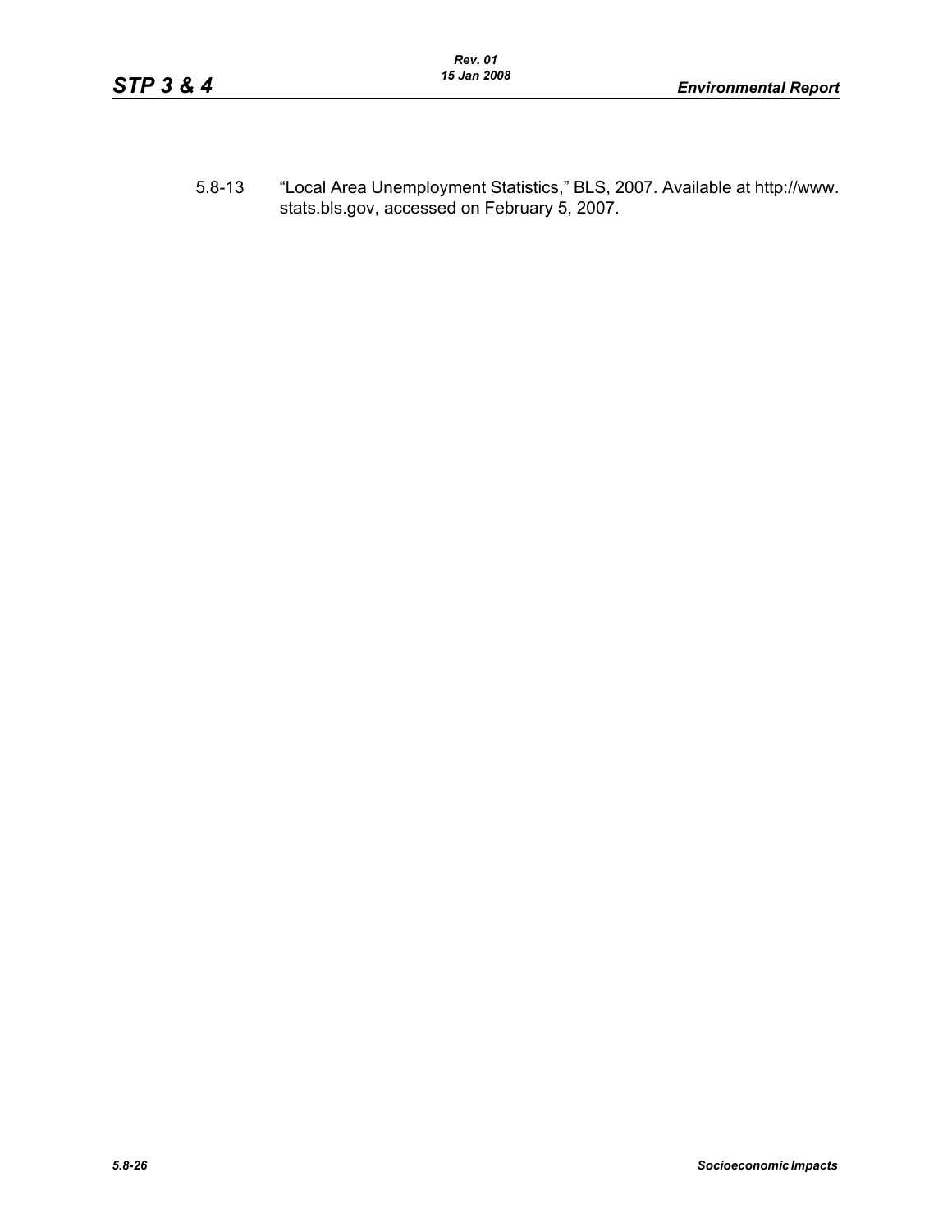5.8-13 "Local Area Unemployment Statistics," BLS, 2007. Available at http://www.stats.bls.gov, accessed on February 5, 2007.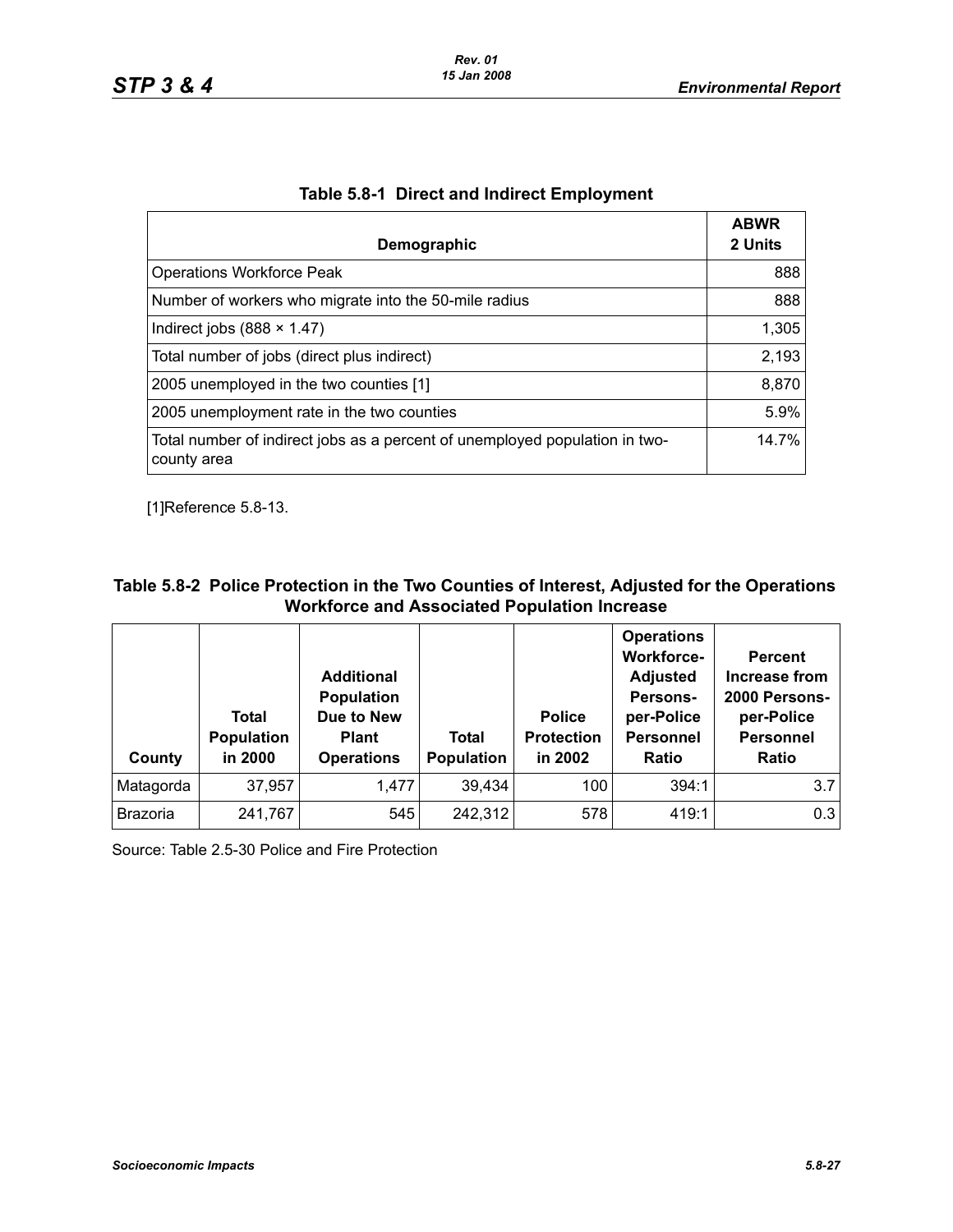## Table 5.8-1 Direct and Indirect Employment

| Demographic | ABWR 2 Units |
|---|---|
| Operations Workforce Peak | 888 |
| Number of workers who migrate into the 50-mile radius | 888 |
| Indirect jobs (888 × 1.47) | 1,305 |
| Total number of jobs (direct plus indirect) | 2,193 |
| 2005 unemployed in the two counties [1] | 8,870 |
| 2005 unemployment rate in the two counties | 5.9% |
| Total number of indirect jobs as a percent of unemployed population in two-county area | 14.7% |

[1]Reference 5.8-13.

## Table 5.8-2 Police Protection in the Two Counties of Interest, Adjusted for the Operations Workforce and Associated Population Increase

| County | Total Population in 2000 | Additional Population Due to New Plant Operations | Total Population | Police Protection in 2002 | Operations Workforce-Adjusted Persons-per-Police Personnel Ratio | Percent Increase from 2000 Persons-per-Police Personnel Ratio |
|---|---|---|---|---|---|---|
| Matagorda | 37,957 | 1,477 | 39,434 | 100 | 394:1 | 3.7 |
| Brazoria | 241,767 | 545 | 242,312 | 578 | 419:1 | 0.3 |

Source: Table 2.5-30 Police and Fire Protection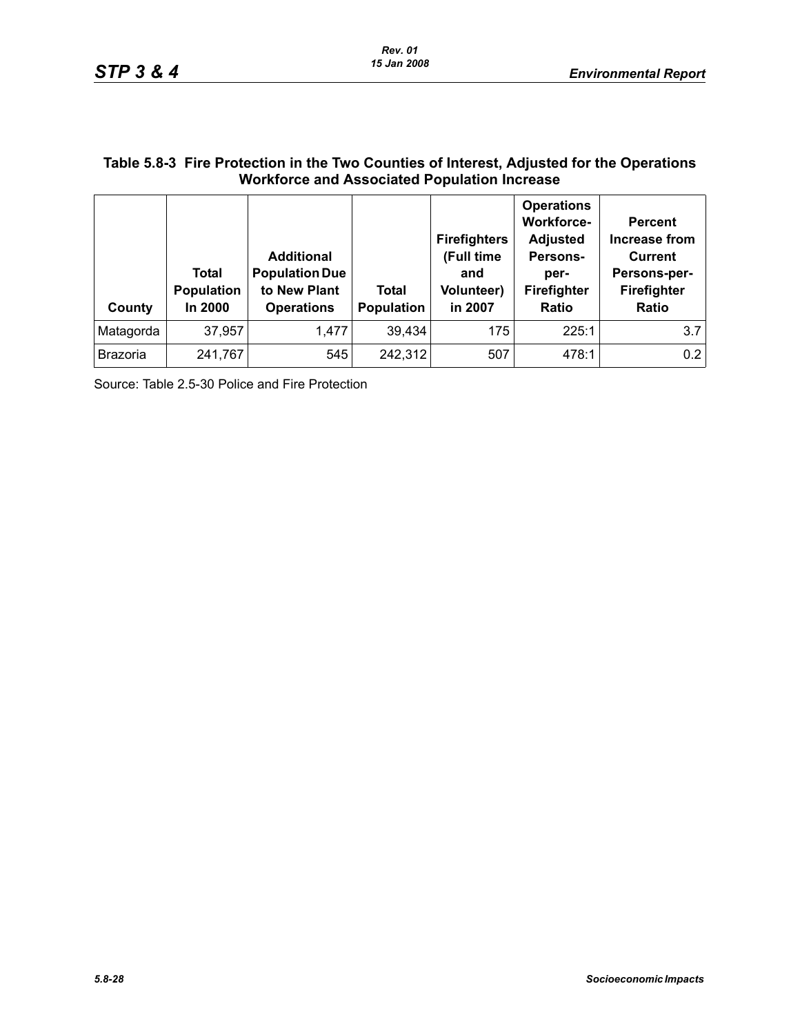**Table 5.8-3 Fire Protection in the Two Counties of Interest, Adjusted for the Operations Workforce and Associated Population Increase**

| County | Total Population In 2000 | Additional Population Due to New Plant Operations | Total Population | Firefighters (Full time and Volunteer) in 2007 | Operations Workforce-Adjusted Persons-per-Firefighter Ratio | Percent Increase from Current Persons-per-Firefighter Ratio |
|---|---|---|---|---|---|---|
| Matagorda | 37,957 | 1,477 | 39,434 | 175 | 225:1 | 3.7 |
| Brazoria | 241,767 | 545 | 242,312 | 507 | 478:1 | 0.2 |

Source: Table 2.5-30 Police and Fire Protection